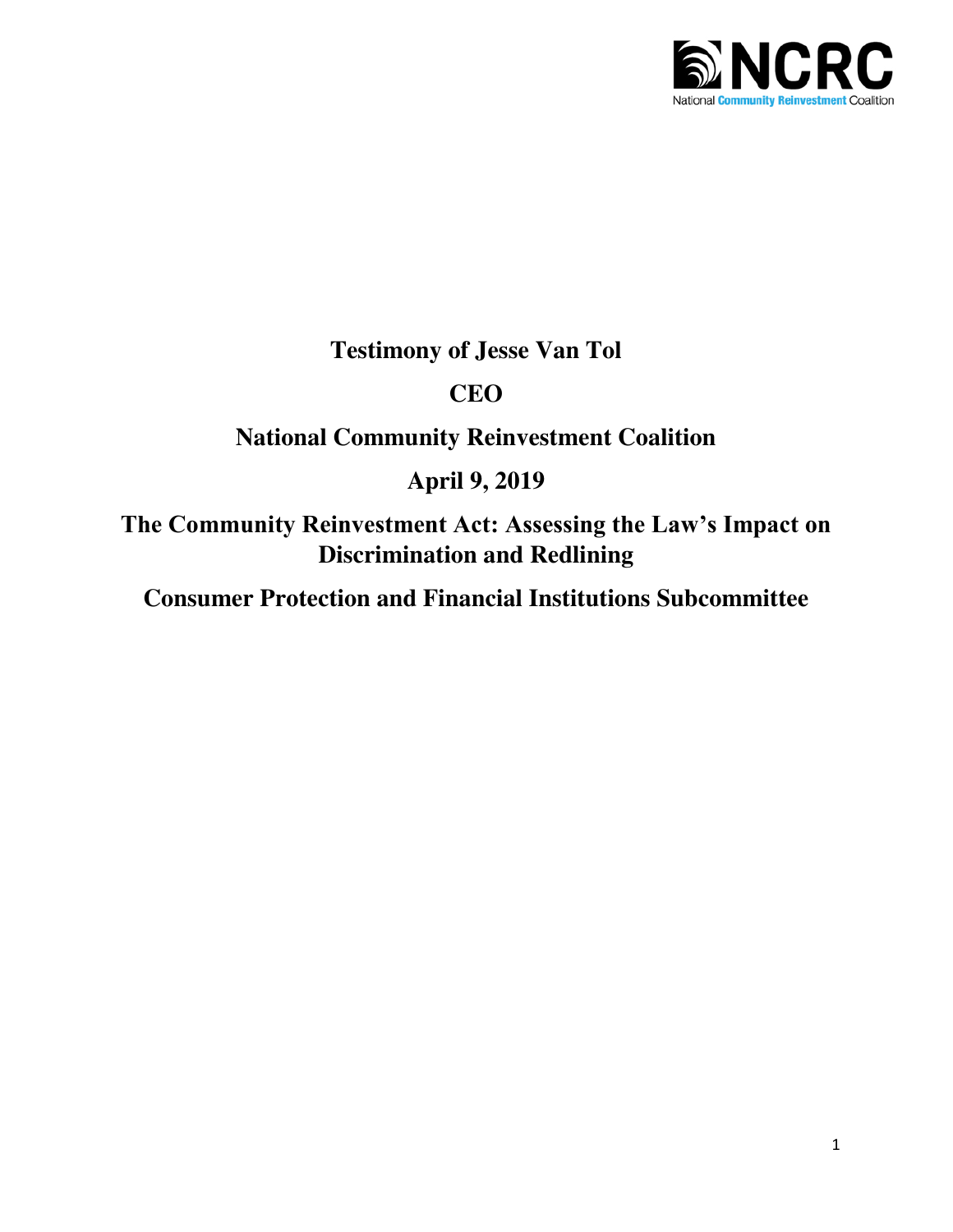NCRC
National Community Reinvestment Coalition

# Testimony of Jesse Van Tol

## CEO

## National Community Reinvestment Coalition

## April 9, 2019

## The Community Reinvestment Act: Assessing the Law's Impact on Discrimination and Redlining

## Consumer Protection and Financial Institutions Subcommittee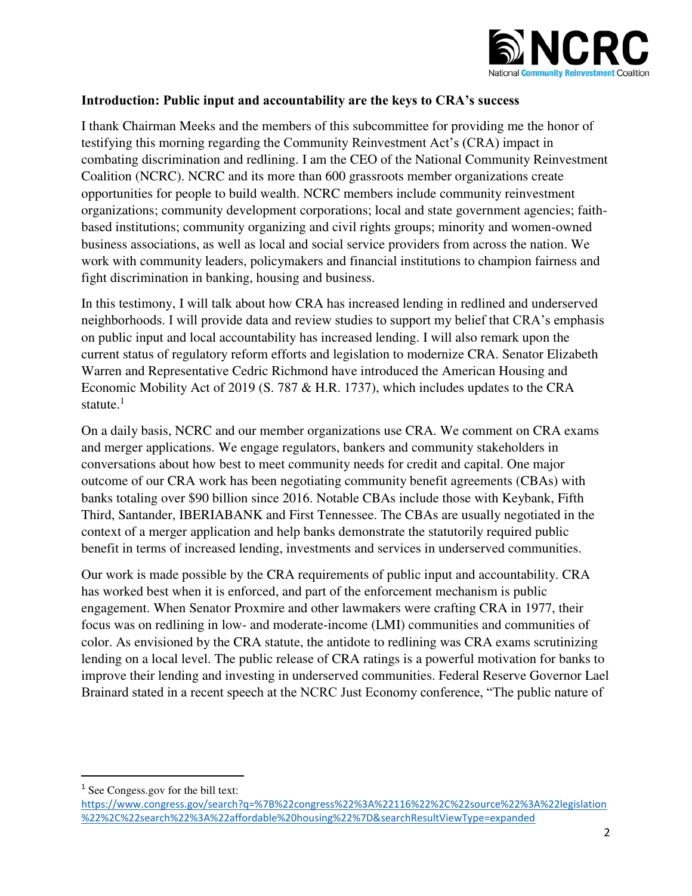## Introduction: Public input and accountability are the keys to CRA's success

I thank Chairman Meeks and the members of this subcommittee for providing me the honor of testifying this morning regarding the Community Reinvestment Act's (CRA) impact in combating discrimination and redlining. I am the CEO of the National Community Reinvestment Coalition (NCRC). NCRC and its more than 600 grassroots member organizations create opportunities for people to build wealth. NCRC members include community reinvestment organizations; community development corporations; local and state government agencies; faith-based institutions; community organizing and civil rights groups; minority and women-owned business associations, as well as local and social service providers from across the nation. We work with community leaders, policymakers and financial institutions to champion fairness and fight discrimination in banking, housing and business.

In this testimony, I will talk about how CRA has increased lending in redlined and underserved neighborhoods. I will provide data and review studies to support my belief that CRA's emphasis on public input and local accountability has increased lending. I will also remark upon the current status of regulatory reform efforts and legislation to modernize CRA. Senator Elizabeth Warren and Representative Cedric Richmond have introduced the American Housing and Economic Mobility Act of 2019 (S. 787 & H.R. 1737), which includes updates to the CRA statute.[1]

On a daily basis, NCRC and our member organizations use CRA. We comment on CRA exams and merger applications. We engage regulators, bankers and community stakeholders in conversations about how best to meet community needs for credit and capital. One major outcome of our CRA work has been negotiating community benefit agreements (CBAs) with banks totaling over $90 billion since 2016. Notable CBAs include those with Keybank, Fifth Third, Santander, IBERIABANK and First Tennessee. The CBAs are usually negotiated in the context of a merger application and help banks demonstrate the statutorily required public benefit in terms of increased lending, investments and services in underserved communities.

Our work is made possible by the CRA requirements of public input and accountability. CRA has worked best when it is enforced, and part of the enforcement mechanism is public engagement. When Senator Proxmire and other lawmakers were crafting CRA in 1977, their focus was on redlining in low- and moderate-income (LMI) communities and communities of color. As envisioned by the CRA statute, the antidote to redlining was CRA exams scrutinizing lending on a local level. The public release of CRA ratings is a powerful motivation for banks to improve their lending and investing in underserved communities. Federal Reserve Governor Lael Brainard stated in a recent speech at the NCRC Just Economy conference, "The public nature of

---

[1] See Congress.gov for the bill text: https://www.congress.gov/search?q=%7B%22congress%22%3A%22116%22%2C%22source%22%3A%22legislation%22%2C%22search%22%3A%22affordable%20housing%22%7D&searchResultViewType=expanded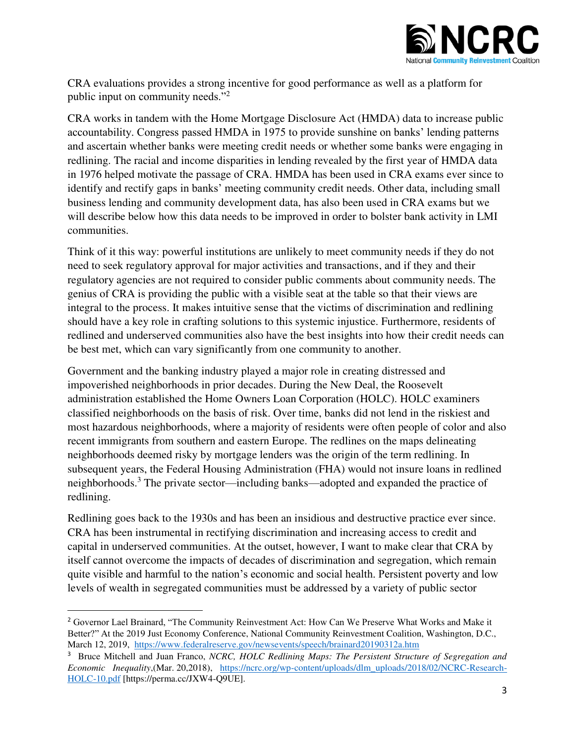CRA evaluations provides a strong incentive for good performance as well as a platform for public input on community needs."[2]

CRA works in tandem with the Home Mortgage Disclosure Act (HMDA) data to increase public accountability. Congress passed HMDA in 1975 to provide sunshine on banks' lending patterns and ascertain whether banks were meeting credit needs or whether some banks were engaging in redlining. The racial and income disparities in lending revealed by the first year of HMDA data in 1976 helped motivate the passage of CRA. HMDA has been used in CRA exams ever since to identify and rectify gaps in banks' meeting community credit needs. Other data, including small business lending and community development data, has also been used in CRA exams but we will describe below how this data needs to be improved in order to bolster bank activity in LMI communities.

Think of it this way: powerful institutions are unlikely to meet community needs if they do not need to seek regulatory approval for major activities and transactions, and if they and their regulatory agencies are not required to consider public comments about community needs. The genius of CRA is providing the public with a visible seat at the table so that their views are integral to the process. It makes intuitive sense that the victims of discrimination and redlining should have a key role in crafting solutions to this systemic injustice. Furthermore, residents of redlined and underserved communities also have the best insights into how their credit needs can be best met, which can vary significantly from one community to another.

Government and the banking industry played a major role in creating distressed and impoverished neighborhoods in prior decades. During the New Deal, the Roosevelt administration established the Home Owners Loan Corporation (HOLC). HOLC examiners classified neighborhoods on the basis of risk. Over time, banks did not lend in the riskiest and most hazardous neighborhoods, where a majority of residents were often people of color and also recent immigrants from southern and eastern Europe. The redlines on the maps delineating neighborhoods deemed risky by mortgage lenders was the origin of the term redlining. In subsequent years, the Federal Housing Administration (FHA) would not insure loans in redlined neighborhoods.[3] The private sector—including banks—adopted and expanded the practice of redlining.

Redlining goes back to the 1930s and has been an insidious and destructive practice ever since. CRA has been instrumental in rectifying discrimination and increasing access to credit and capital in underserved communities. At the outset, however, I want to make clear that CRA by itself cannot overcome the impacts of decades of discrimination and segregation, which remain quite visible and harmful to the nation's economic and social health. Persistent poverty and low levels of wealth in segregated communities must be addressed by a variety of public sector

---

[2] Governor Lael Brainard, "The Community Reinvestment Act: How Can We Preserve What Works and Make it Better?" At the 2019 Just Economy Conference, National Community Reinvestment Coalition, Washington, D.C., March 12, 2019, https://www.federalreserve.gov/newsevents/speech/brainard20190312a.htm

[3] Bruce Mitchell and Juan Franco, *NCRC, HOLC Redlining Maps: The Persistent Structure of Segregation and Economic Inequality*,(Mar. 20,2018), https://ncrc.org/wp-content/uploads/dlm_uploads/2018/02/NCRC-Research-HOLC-10.pdf [https://perma.cc/JXW4-Q9UE].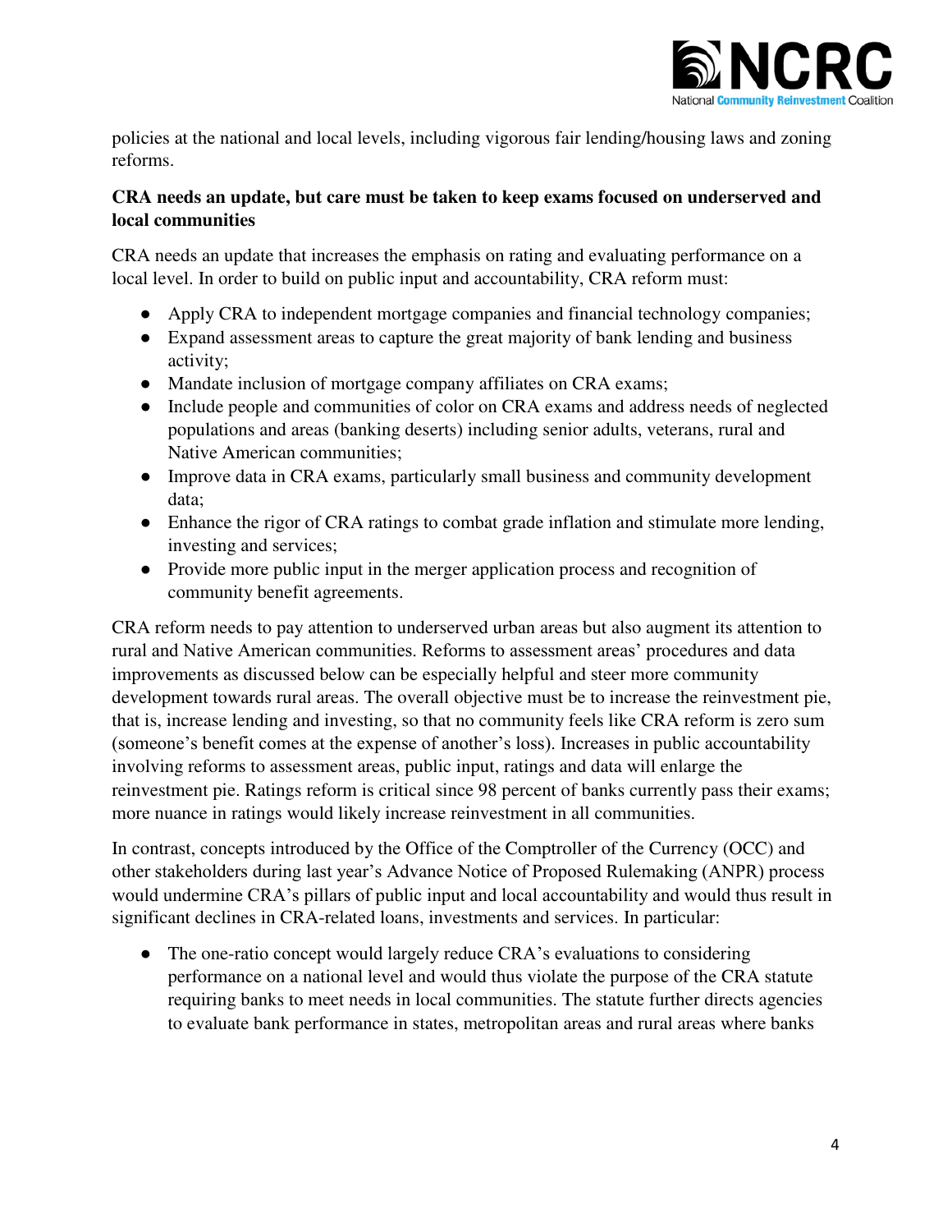policies at the national and local levels, including vigorous fair lending/housing laws and zoning reforms.

**CRA needs an update, but care must be taken to keep exams focused on underserved and local communities**

CRA needs an update that increases the emphasis on rating and evaluating performance on a local level. In order to build on public input and accountability, CRA reform must:

- Apply CRA to independent mortgage companies and financial technology companies;
- Expand assessment areas to capture the great majority of bank lending and business activity;
- Mandate inclusion of mortgage company affiliates on CRA exams;
- Include people and communities of color on CRA exams and address needs of neglected populations and areas (banking deserts) including senior adults, veterans, rural and Native American communities;
- Improve data in CRA exams, particularly small business and community development data;
- Enhance the rigor of CRA ratings to combat grade inflation and stimulate more lending, investing and services;
- Provide more public input in the merger application process and recognition of community benefit agreements.

CRA reform needs to pay attention to underserved urban areas but also augment its attention to rural and Native American communities. Reforms to assessment areas' procedures and data improvements as discussed below can be especially helpful and steer more community development towards rural areas. The overall objective must be to increase the reinvestment pie, that is, increase lending and investing, so that no community feels like CRA reform is zero sum (someone's benefit comes at the expense of another's loss). Increases in public accountability involving reforms to assessment areas, public input, ratings and data will enlarge the reinvestment pie. Ratings reform is critical since 98 percent of banks currently pass their exams; more nuance in ratings would likely increase reinvestment in all communities.

In contrast, concepts introduced by the Office of the Comptroller of the Currency (OCC) and other stakeholders during last year's Advance Notice of Proposed Rulemaking (ANPR) process would undermine CRA's pillars of public input and local accountability and would thus result in significant declines in CRA-related loans, investments and services. In particular:

- The one-ratio concept would largely reduce CRA's evaluations to considering performance on a national level and would thus violate the purpose of the CRA statute requiring banks to meet needs in local communities. The statute further directs agencies to evaluate bank performance in states, metropolitan areas and rural areas where banks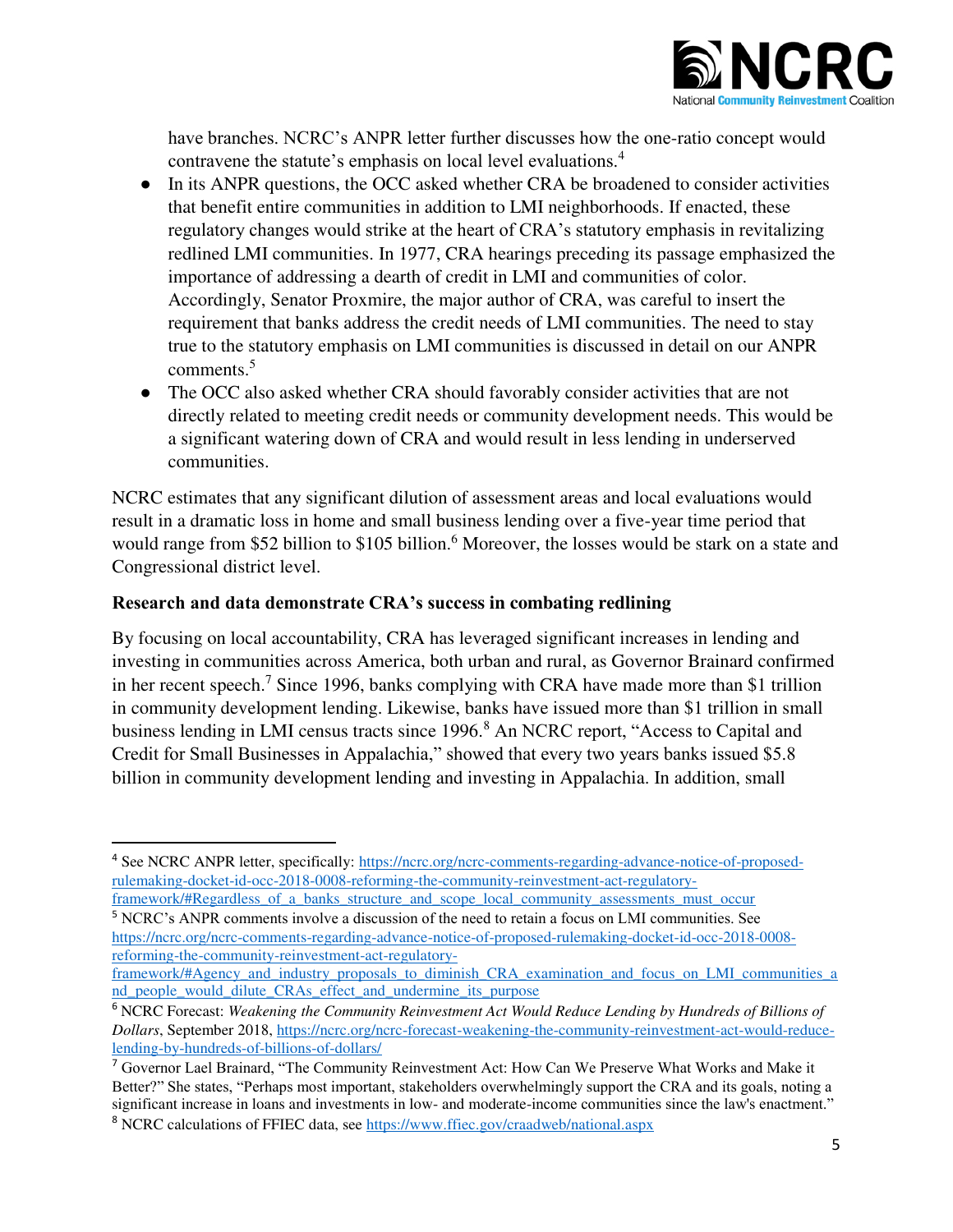have branches. NCRC's ANPR letter further discusses how the one-ratio concept would contravene the statute's emphasis on local level evaluations.[4]

- In its ANPR questions, the OCC asked whether CRA be broadened to consider activities that benefit entire communities in addition to LMI neighborhoods. If enacted, these regulatory changes would strike at the heart of CRA's statutory emphasis in revitalizing redlined LMI communities. In 1977, CRA hearings preceding its passage emphasized the importance of addressing a dearth of credit in LMI and communities of color. Accordingly, Senator Proxmire, the major author of CRA, was careful to insert the requirement that banks address the credit needs of LMI communities. The need to stay true to the statutory emphasis on LMI communities is discussed in detail on our ANPR comments.[5]
- The OCC also asked whether CRA should favorably consider activities that are not directly related to meeting credit needs or community development needs. This would be a significant watering down of CRA and would result in less lending in underserved communities.

NCRC estimates that any significant dilution of assessment areas and local evaluations would result in a dramatic loss in home and small business lending over a five-year time period that would range from $52 billion to $105 billion.[6] Moreover, the losses would be stark on a state and Congressional district level.

**Research and data demonstrate CRA's success in combating redlining**

By focusing on local accountability, CRA has leveraged significant increases in lending and investing in communities across America, both urban and rural, as Governor Brainard confirmed in her recent speech.[7] Since 1996, banks complying with CRA have made more than $1 trillion in community development lending. Likewise, banks have issued more than $1 trillion in small business lending in LMI census tracts since 1996.[8] An NCRC report, "Access to Capital and Credit for Small Businesses in Appalachia," showed that every two years banks issued $5.8 billion in community development lending and investing in Appalachia. In addition, small

---

[4] See NCRC ANPR letter, specifically: https://ncrc.org/ncrc-comments-regarding-advance-notice-of-proposed-rulemaking-docket-id-occ-2018-0008-reforming-the-community-reinvestment-act-regulatory-framework/#Regardless_of_a_banks_structure_and_scope_local_community_assessments_must_occur

[5] NCRC's ANPR comments involve a discussion of the need to retain a focus on LMI communities. See https://ncrc.org/ncrc-comments-regarding-advance-notice-of-proposed-rulemaking-docket-id-occ-2018-0008-reforming-the-community-reinvestment-act-regulatory-framework/#Agency_and_industry_proposals_to_diminish_CRA_examination_and_focus_on_LMI_communities_and_people_would_dilute_CRAs_effect_and_undermine_its_purpose

[6] NCRC Forecast: *Weakening the Community Reinvestment Act Would Reduce Lending by Hundreds of Billions of Dollars*, September 2018, https://ncrc.org/ncrc-forecast-weakening-the-community-reinvestment-act-would-reduce-lending-by-hundreds-of-billions-of-dollars/

[7] Governor Lael Brainard, "The Community Reinvestment Act: How Can We Preserve What Works and Make it Better?" She states, "Perhaps most important, stakeholders overwhelmingly support the CRA and its goals, noting a significant increase in loans and investments in low- and moderate-income communities since the law's enactment."

[8] NCRC calculations of FFIEC data, see https://www.ffiec.gov/craadweb/national.aspx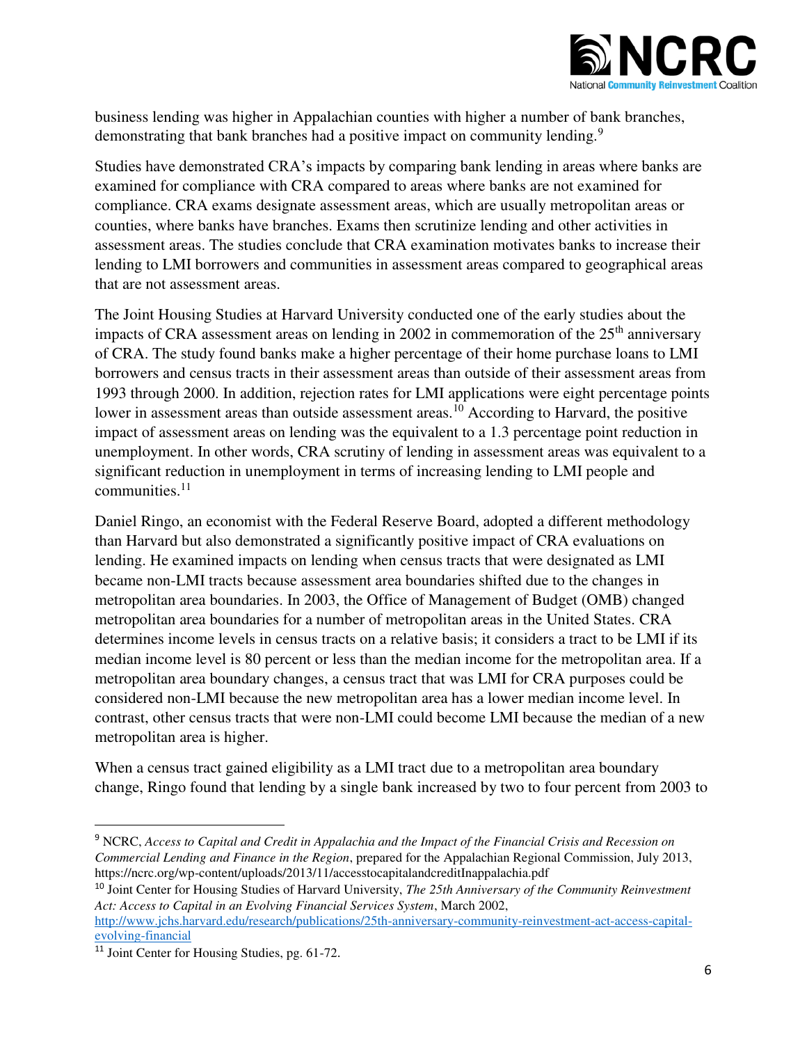business lending was higher in Appalachian counties with higher a number of bank branches, demonstrating that bank branches had a positive impact on community lending.[9]

Studies have demonstrated CRA's impacts by comparing bank lending in areas where banks are examined for compliance with CRA compared to areas where banks are not examined for compliance. CRA exams designate assessment areas, which are usually metropolitan areas or counties, where banks have branches. Exams then scrutinize lending and other activities in assessment areas. The studies conclude that CRA examination motivates banks to increase their lending to LMI borrowers and communities in assessment areas compared to geographical areas that are not assessment areas.

The Joint Housing Studies at Harvard University conducted one of the early studies about the impacts of CRA assessment areas on lending in 2002 in commemoration of the 25th anniversary of CRA. The study found banks make a higher percentage of their home purchase loans to LMI borrowers and census tracts in their assessment areas than outside of their assessment areas from 1993 through 2000. In addition, rejection rates for LMI applications were eight percentage points lower in assessment areas than outside assessment areas.[10] According to Harvard, the positive impact of assessment areas on lending was the equivalent to a 1.3 percentage point reduction in unemployment. In other words, CRA scrutiny of lending in assessment areas was equivalent to a significant reduction in unemployment in terms of increasing lending to LMI people and communities.[11]

Daniel Ringo, an economist with the Federal Reserve Board, adopted a different methodology than Harvard but also demonstrated a significantly positive impact of CRA evaluations on lending. He examined impacts on lending when census tracts that were designated as LMI became non-LMI tracts because assessment area boundaries shifted due to the changes in metropolitan area boundaries. In 2003, the Office of Management of Budget (OMB) changed metropolitan area boundaries for a number of metropolitan areas in the United States. CRA determines income levels in census tracts on a relative basis; it considers a tract to be LMI if its median income level is 80 percent or less than the median income for the metropolitan area. If a metropolitan area boundary changes, a census tract that was LMI for CRA purposes could be considered non-LMI because the new metropolitan area has a lower median income level. In contrast, other census tracts that were non-LMI could become LMI because the median of a new metropolitan area is higher.

When a census tract gained eligibility as a LMI tract due to a metropolitan area boundary change, Ringo found that lending by a single bank increased by two to four percent from 2003 to

---

[9] NCRC, *Access to Capital and Credit in Appalachia and the Impact of the Financial Crisis and Recession on Commercial Lending and Finance in the Region*, prepared for the Appalachian Regional Commission, July 2013, https://ncrc.org/wp-content/uploads/2013/11/accesstocapitalandcreditInappalachia.pdf

[10] Joint Center for Housing Studies of Harvard University, *The 25th Anniversary of the Community Reinvestment Act: Access to Capital in an Evolving Financial Services System*, March 2002, http://www.jchs.harvard.edu/research/publications/25th-anniversary-community-reinvestment-act-access-capital-evolving-financial

[11] Joint Center for Housing Studies, pg. 61-72.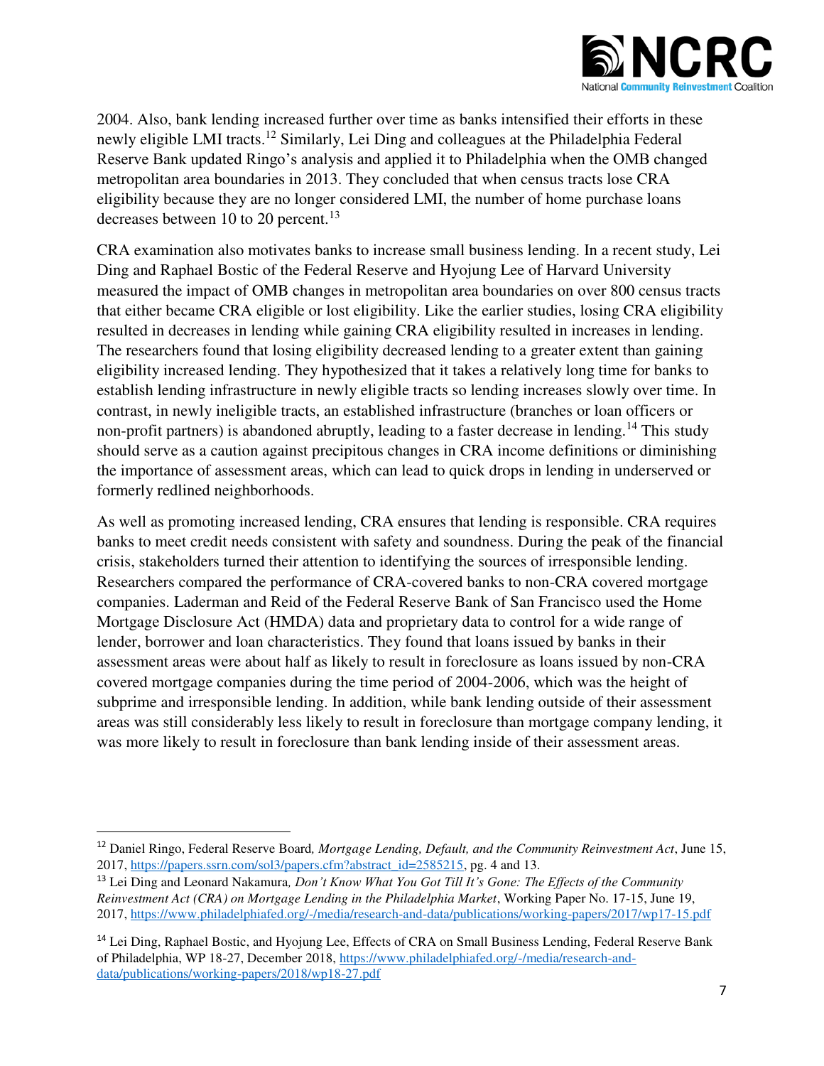2004. Also, bank lending increased further over time as banks intensified their efforts in these newly eligible LMI tracts.[12] Similarly, Lei Ding and colleagues at the Philadelphia Federal Reserve Bank updated Ringo's analysis and applied it to Philadelphia when the OMB changed metropolitan area boundaries in 2013. They concluded that when census tracts lose CRA eligibility because they are no longer considered LMI, the number of home purchase loans decreases between 10 to 20 percent.[13]

CRA examination also motivates banks to increase small business lending. In a recent study, Lei Ding and Raphael Bostic of the Federal Reserve and Hyojung Lee of Harvard University measured the impact of OMB changes in metropolitan area boundaries on over 800 census tracts that either became CRA eligible or lost eligibility. Like the earlier studies, losing CRA eligibility resulted in decreases in lending while gaining CRA eligibility resulted in increases in lending. The researchers found that losing eligibility decreased lending to a greater extent than gaining eligibility increased lending. They hypothesized that it takes a relatively long time for banks to establish lending infrastructure in newly eligible tracts so lending increases slowly over time. In contrast, in newly ineligible tracts, an established infrastructure (branches or loan officers or non-profit partners) is abandoned abruptly, leading to a faster decrease in lending.[14] This study should serve as a caution against precipitous changes in CRA income definitions or diminishing the importance of assessment areas, which can lead to quick drops in lending in underserved or formerly redlined neighborhoods.

As well as promoting increased lending, CRA ensures that lending is responsible. CRA requires banks to meet credit needs consistent with safety and soundness. During the peak of the financial crisis, stakeholders turned their attention to identifying the sources of irresponsible lending. Researchers compared the performance of CRA-covered banks to non-CRA covered mortgage companies. Laderman and Reid of the Federal Reserve Bank of San Francisco used the Home Mortgage Disclosure Act (HMDA) data and proprietary data to control for a wide range of lender, borrower and loan characteristics. They found that loans issued by banks in their assessment areas were about half as likely to result in foreclosure as loans issued by non-CRA covered mortgage companies during the time period of 2004-2006, which was the height of subprime and irresponsible lending. In addition, while bank lending outside of their assessment areas was still considerably less likely to result in foreclosure than mortgage company lending, it was more likely to result in foreclosure than bank lending inside of their assessment areas.

---

[12] Daniel Ringo, Federal Reserve Board, *Mortgage Lending, Default, and the Community Reinvestment Act*, June 15, 2017, https://papers.ssrn.com/sol3/papers.cfm?abstract_id=2585215, pg. 4 and 13.

[13] Lei Ding and Leonard Nakamura, *Don't Know What You Got Till It's Gone: The Effects of the Community Reinvestment Act (CRA) on Mortgage Lending in the Philadelphia Market*, Working Paper No. 17-15, June 19, 2017, https://www.philadelphiafed.org/-/media/research-and-data/publications/working-papers/2017/wp17-15.pdf

[14] Lei Ding, Raphael Bostic, and Hyojung Lee, Effects of CRA on Small Business Lending, Federal Reserve Bank of Philadelphia, WP 18-27, December 2018, https://www.philadelphiafed.org/-/media/research-and-data/publications/working-papers/2018/wp18-27.pdf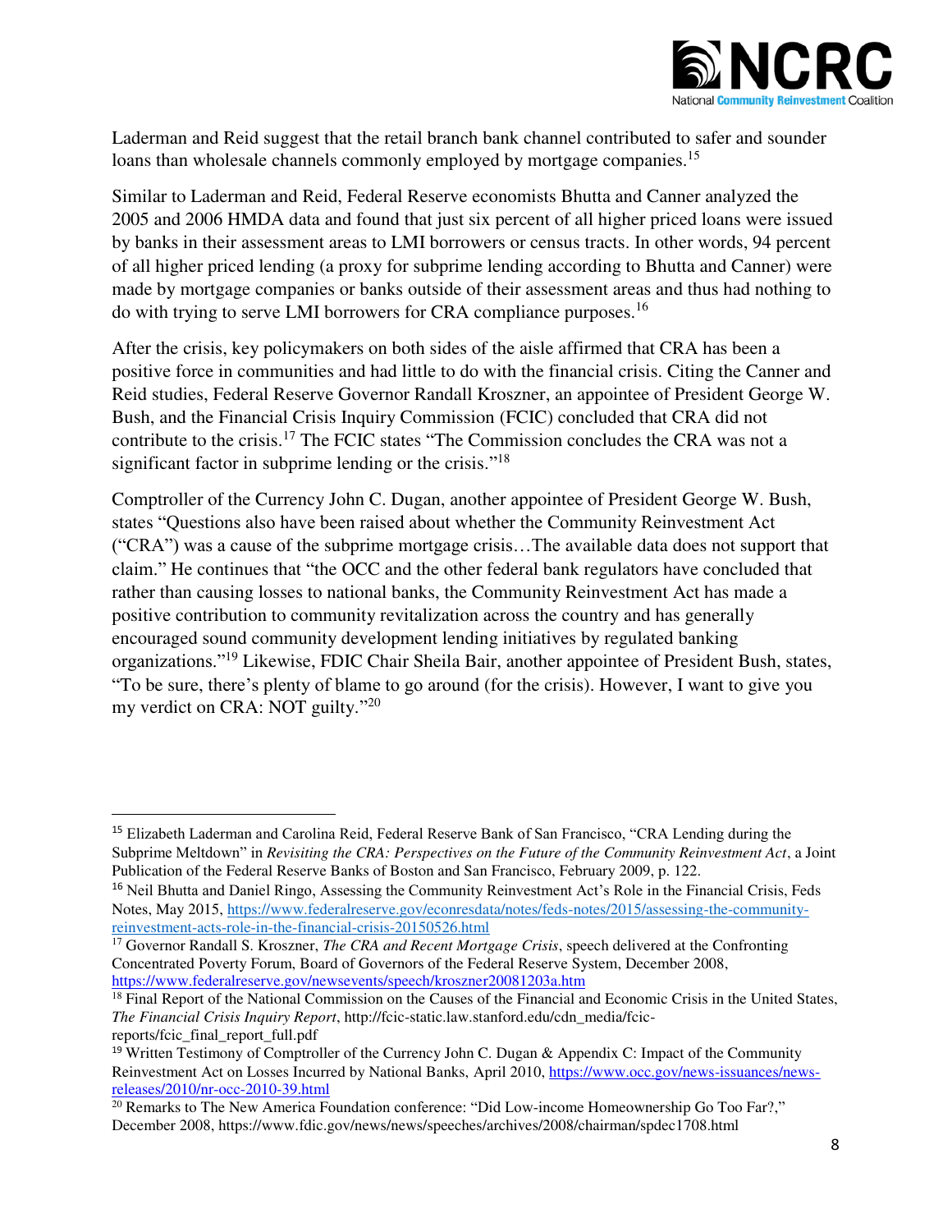Laderman and Reid suggest that the retail branch bank channel contributed to safer and sounder loans than wholesale channels commonly employed by mortgage companies.[15]

Similar to Laderman and Reid, Federal Reserve economists Bhutta and Canner analyzed the 2005 and 2006 HMDA data and found that just six percent of all higher priced loans were issued by banks in their assessment areas to LMI borrowers or census tracts. In other words, 94 percent of all higher priced lending (a proxy for subprime lending according to Bhutta and Canner) were made by mortgage companies or banks outside of their assessment areas and thus had nothing to do with trying to serve LMI borrowers for CRA compliance purposes.[16]

After the crisis, key policymakers on both sides of the aisle affirmed that CRA has been a positive force in communities and had little to do with the financial crisis. Citing the Canner and Reid studies, Federal Reserve Governor Randall Kroszner, an appointee of President George W. Bush, and the Financial Crisis Inquiry Commission (FCIC) concluded that CRA did not contribute to the crisis.[17] The FCIC states "The Commission concludes the CRA was not a significant factor in subprime lending or the crisis."[18]

Comptroller of the Currency John C. Dugan, another appointee of President George W. Bush, states "Questions also have been raised about whether the Community Reinvestment Act ("CRA") was a cause of the subprime mortgage crisis…The available data does not support that claim." He continues that "the OCC and the other federal bank regulators have concluded that rather than causing losses to national banks, the Community Reinvestment Act has made a positive contribution to community revitalization across the country and has generally encouraged sound community development lending initiatives by regulated banking organizations."[19] Likewise, FDIC Chair Sheila Bair, another appointee of President Bush, states, "To be sure, there's plenty of blame to go around (for the crisis). However, I want to give you my verdict on CRA: NOT guilty."[20]

---

[15] Elizabeth Laderman and Carolina Reid, Federal Reserve Bank of San Francisco, "CRA Lending during the Subprime Meltdown" in *Revisiting the CRA: Perspectives on the Future of the Community Reinvestment Act*, a Joint Publication of the Federal Reserve Banks of Boston and San Francisco, February 2009, p. 122.

[16] Neil Bhutta and Daniel Ringo, Assessing the Community Reinvestment Act's Role in the Financial Crisis, Feds Notes, May 2015, https://www.federalreserve.gov/econresdata/notes/feds-notes/2015/assessing-the-community-reinvestment-acts-role-in-the-financial-crisis-20150526.html

[17] Governor Randall S. Kroszner, *The CRA and Recent Mortgage Crisis*, speech delivered at the Confronting Concentrated Poverty Forum, Board of Governors of the Federal Reserve System, December 2008, https://www.federalreserve.gov/newsevents/speech/kroszner20081203a.htm

[18] Final Report of the National Commission on the Causes of the Financial and Economic Crisis in the United States, *The Financial Crisis Inquiry Report*, http://fcic-static.law.stanford.edu/cdn_media/fcic-reports/fcic_final_report_full.pdf

[19] Written Testimony of Comptroller of the Currency John C. Dugan & Appendix C: Impact of the Community Reinvestment Act on Losses Incurred by National Banks, April 2010, https://www.occ.gov/news-issuances/news-releases/2010/nr-occ-2010-39.html

[20] Remarks to The New America Foundation conference: "Did Low-income Homeownership Go Too Far?," December 2008, https://www.fdic.gov/news/news/speeches/archives/2008/chairman/spdec1708.html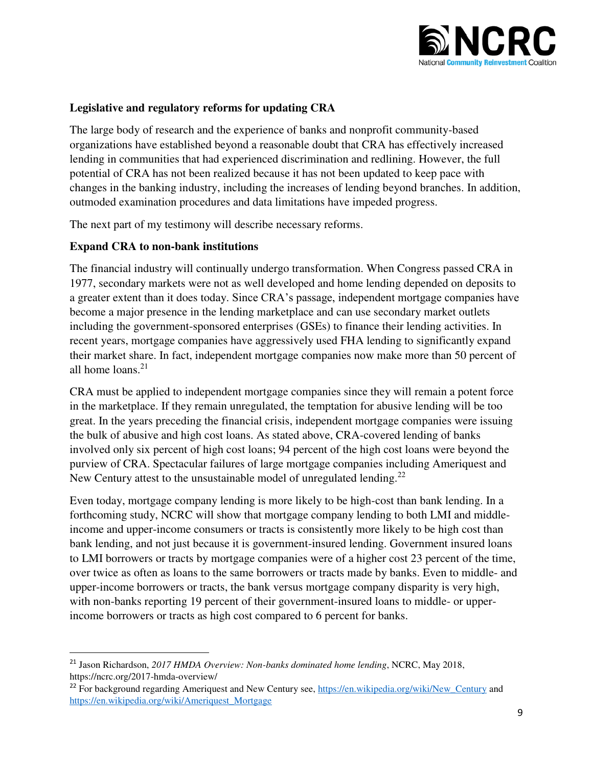### Legislative and regulatory reforms for updating CRA

The large body of research and the experience of banks and nonprofit community-based organizations have established beyond a reasonable doubt that CRA has effectively increased lending in communities that had experienced discrimination and redlining. However, the full potential of CRA has not been realized because it has not been updated to keep pace with changes in the banking industry, including the increases of lending beyond branches. In addition, outmoded examination procedures and data limitations have impeded progress.

The next part of my testimony will describe necessary reforms.

### Expand CRA to non-bank institutions

The financial industry will continually undergo transformation. When Congress passed CRA in 1977, secondary markets were not as well developed and home lending depended on deposits to a greater extent than it does today. Since CRA's passage, independent mortgage companies have become a major presence in the lending marketplace and can use secondary market outlets including the government-sponsored enterprises (GSEs) to finance their lending activities. In recent years, mortgage companies have aggressively used FHA lending to significantly expand their market share. In fact, independent mortgage companies now make more than 50 percent of all home loans.[21]

CRA must be applied to independent mortgage companies since they will remain a potent force in the marketplace. If they remain unregulated, the temptation for abusive lending will be too great. In the years preceding the financial crisis, independent mortgage companies were issuing the bulk of abusive and high cost loans. As stated above, CRA-covered lending of banks involved only six percent of high cost loans; 94 percent of the high cost loans were beyond the purview of CRA. Spectacular failures of large mortgage companies including Ameriquest and New Century attest to the unsustainable model of unregulated lending.[22]

Even today, mortgage company lending is more likely to be high-cost than bank lending. In a forthcoming study, NCRC will show that mortgage company lending to both LMI and middle-income and upper-income consumers or tracts is consistently more likely to be high cost than bank lending, and not just because it is government-insured lending. Government insured loans to LMI borrowers or tracts by mortgage companies were of a higher cost 23 percent of the time, over twice as often as loans to the same borrowers or tracts made by banks. Even to middle- and upper-income borrowers or tracts, the bank versus mortgage company disparity is very high, with non-banks reporting 19 percent of their government-insured loans to middle- or upper-income borrowers or tracts as high cost compared to 6 percent for banks.

---

[21] Jason Richardson, *2017 HMDA Overview: Non-banks dominated home lending*, NCRC, May 2018, https://ncrc.org/2017-hmda-overview/

[22] For background regarding Ameriquest and New Century see, https://en.wikipedia.org/wiki/New_Century and https://en.wikipedia.org/wiki/Ameriquest_Mortgage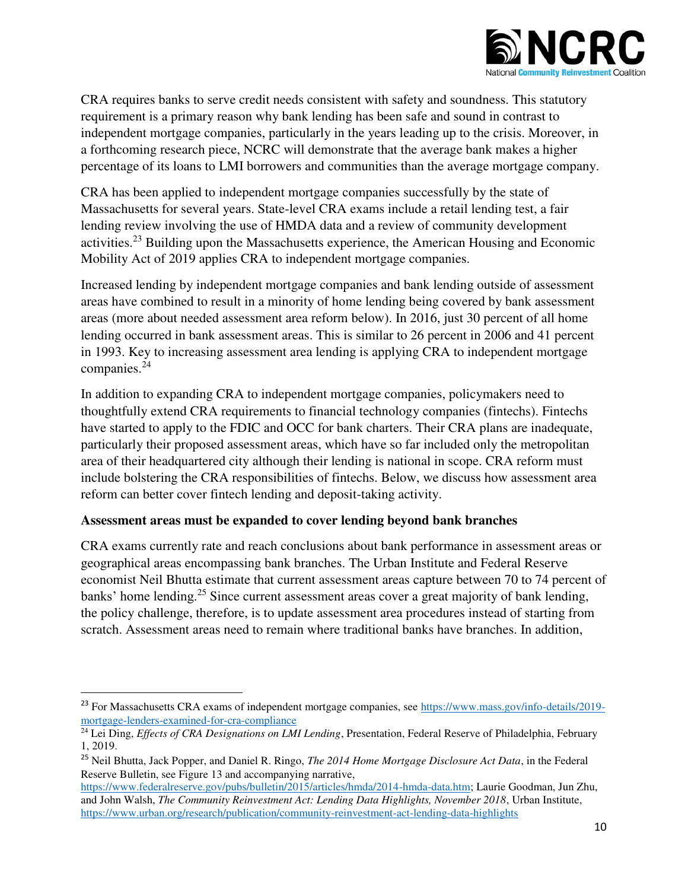CRA requires banks to serve credit needs consistent with safety and soundness. This statutory requirement is a primary reason why bank lending has been safe and sound in contrast to independent mortgage companies, particularly in the years leading up to the crisis. Moreover, in a forthcoming research piece, NCRC will demonstrate that the average bank makes a higher percentage of its loans to LMI borrowers and communities than the average mortgage company.

CRA has been applied to independent mortgage companies successfully by the state of Massachusetts for several years. State-level CRA exams include a retail lending test, a fair lending review involving the use of HMDA data and a review of community development activities.[23] Building upon the Massachusetts experience, the American Housing and Economic Mobility Act of 2019 applies CRA to independent mortgage companies.

Increased lending by independent mortgage companies and bank lending outside of assessment areas have combined to result in a minority of home lending being covered by bank assessment areas (more about needed assessment area reform below). In 2016, just 30 percent of all home lending occurred in bank assessment areas. This is similar to 26 percent in 2006 and 41 percent in 1993. Key to increasing assessment area lending is applying CRA to independent mortgage companies.[24]

In addition to expanding CRA to independent mortgage companies, policymakers need to thoughtfully extend CRA requirements to financial technology companies (fintechs). Fintechs have started to apply to the FDIC and OCC for bank charters. Their CRA plans are inadequate, particularly their proposed assessment areas, which have so far included only the metropolitan area of their headquartered city although their lending is national in scope. CRA reform must include bolstering the CRA responsibilities of fintechs. Below, we discuss how assessment area reform can better cover fintech lending and deposit-taking activity.

**Assessment areas must be expanded to cover lending beyond bank branches**

CRA exams currently rate and reach conclusions about bank performance in assessment areas or geographical areas encompassing bank branches. The Urban Institute and Federal Reserve economist Neil Bhutta estimate that current assessment areas capture between 70 to 74 percent of banks' home lending.[25] Since current assessment areas cover a great majority of bank lending, the policy challenge, therefore, is to update assessment area procedures instead of starting from scratch. Assessment areas need to remain where traditional banks have branches. In addition,

---

[23] For Massachusetts CRA exams of independent mortgage companies, see https://www.mass.gov/info-details/2019-mortgage-lenders-examined-for-cra-compliance

[24] Lei Ding, *Effects of CRA Designations on LMI Lending*, Presentation, Federal Reserve of Philadelphia, February 1, 2019.

[25] Neil Bhutta, Jack Popper, and Daniel R. Ringo, *The 2014 Home Mortgage Disclosure Act Data*, in the Federal Reserve Bulletin, see Figure 13 and accompanying narrative, https://www.federalreserve.gov/pubs/bulletin/2015/articles/hmda/2014-hmda-data.htm; Laurie Goodman, Jun Zhu, and John Walsh, *The Community Reinvestment Act: Lending Data Highlights, November 2018*, Urban Institute, https://www.urban.org/research/publication/community-reinvestment-act-lending-data-highlights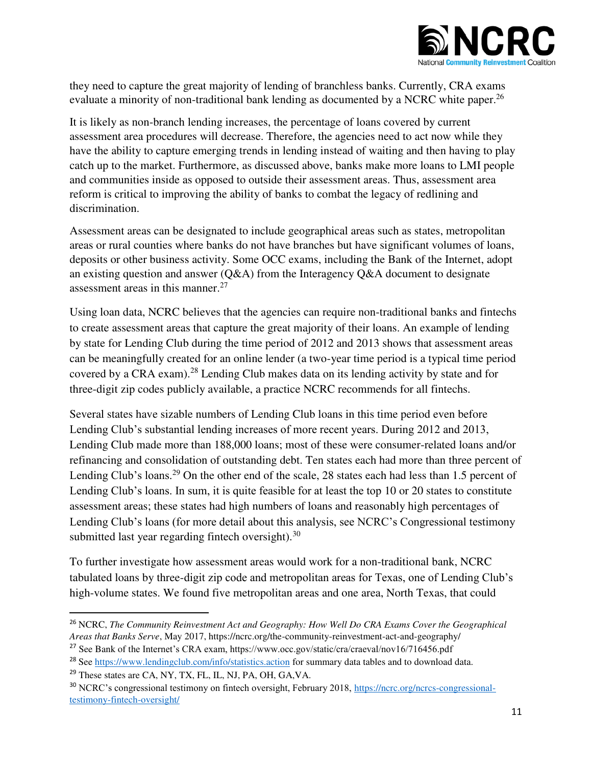they need to capture the great majority of lending of branchless banks. Currently, CRA exams evaluate a minority of non-traditional bank lending as documented by a NCRC white paper.[26]

It is likely as non-branch lending increases, the percentage of loans covered by current assessment area procedures will decrease. Therefore, the agencies need to act now while they have the ability to capture emerging trends in lending instead of waiting and then having to play catch up to the market. Furthermore, as discussed above, banks make more loans to LMI people and communities inside as opposed to outside their assessment areas. Thus, assessment area reform is critical to improving the ability of banks to combat the legacy of redlining and discrimination.

Assessment areas can be designated to include geographical areas such as states, metropolitan areas or rural counties where banks do not have branches but have significant volumes of loans, deposits or other business activity. Some OCC exams, including the Bank of the Internet, adopt an existing question and answer (Q&A) from the Interagency Q&A document to designate assessment areas in this manner.[27]

Using loan data, NCRC believes that the agencies can require non-traditional banks and fintechs to create assessment areas that capture the great majority of their loans. An example of lending by state for Lending Club during the time period of 2012 and 2013 shows that assessment areas can be meaningfully created for an online lender (a two-year time period is a typical time period covered by a CRA exam).[28] Lending Club makes data on its lending activity by state and for three-digit zip codes publicly available, a practice NCRC recommends for all fintechs.

Several states have sizable numbers of Lending Club loans in this time period even before Lending Club's substantial lending increases of more recent years. During 2012 and 2013, Lending Club made more than 188,000 loans; most of these were consumer-related loans and/or refinancing and consolidation of outstanding debt. Ten states each had more than three percent of Lending Club's loans.[29] On the other end of the scale, 28 states each had less than 1.5 percent of Lending Club's loans. In sum, it is quite feasible for at least the top 10 or 20 states to constitute assessment areas; these states had high numbers of loans and reasonably high percentages of Lending Club's loans (for more detail about this analysis, see NCRC's Congressional testimony submitted last year regarding fintech oversight).[30]

To further investigate how assessment areas would work for a non-traditional bank, NCRC tabulated loans by three-digit zip code and metropolitan areas for Texas, one of Lending Club's high-volume states. We found five metropolitan areas and one area, North Texas, that could

---

[26] NCRC, *The Community Reinvestment Act and Geography: How Well Do CRA Exams Cover the Geographical Areas that Banks Serve*, May 2017, https://ncrc.org/the-community-reinvestment-act-and-geography/

[27] See Bank of the Internet's CRA exam, https://www.occ.gov/static/cra/craeval/nov16/716456.pdf

[28] See https://www.lendingclub.com/info/statistics.action for summary data tables and to download data.

[29] These states are CA, NY, TX, FL, IL, NJ, PA, OH, GA,VA.

[30] NCRC's congressional testimony on fintech oversight, February 2018, https://ncrc.org/ncrcs-congressional-testimony-fintech-oversight/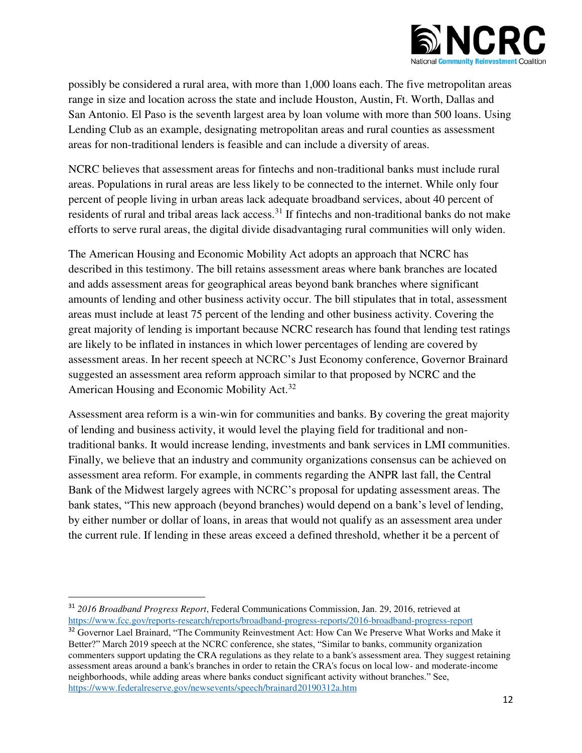possibly be considered a rural area, with more than 1,000 loans each. The five metropolitan areas range in size and location across the state and include Houston, Austin, Ft. Worth, Dallas and San Antonio. El Paso is the seventh largest area by loan volume with more than 500 loans. Using Lending Club as an example, designating metropolitan areas and rural counties as assessment areas for non-traditional lenders is feasible and can include a diversity of areas.

NCRC believes that assessment areas for fintechs and non-traditional banks must include rural areas. Populations in rural areas are less likely to be connected to the internet. While only four percent of people living in urban areas lack adequate broadband services, about 40 percent of residents of rural and tribal areas lack access.[31] If fintechs and non-traditional banks do not make efforts to serve rural areas, the digital divide disadvantaging rural communities will only widen.

The American Housing and Economic Mobility Act adopts an approach that NCRC has described in this testimony. The bill retains assessment areas where bank branches are located and adds assessment areas for geographical areas beyond bank branches where significant amounts of lending and other business activity occur. The bill stipulates that in total, assessment areas must include at least 75 percent of the lending and other business activity. Covering the great majority of lending is important because NCRC research has found that lending test ratings are likely to be inflated in instances in which lower percentages of lending are covered by assessment areas. In her recent speech at NCRC's Just Economy conference, Governor Brainard suggested an assessment area reform approach similar to that proposed by NCRC and the American Housing and Economic Mobility Act.[32]

Assessment area reform is a win-win for communities and banks. By covering the great majority of lending and business activity, it would level the playing field for traditional and non-traditional banks. It would increase lending, investments and bank services in LMI communities. Finally, we believe that an industry and community organizations consensus can be achieved on assessment area reform. For example, in comments regarding the ANPR last fall, the Central Bank of the Midwest largely agrees with NCRC's proposal for updating assessment areas. The bank states, "This new approach (beyond branches) would depend on a bank's level of lending, by either number or dollar of loans, in areas that would not qualify as an assessment area under the current rule. If lending in these areas exceed a defined threshold, whether it be a percent of

---

[31] *2016 Broadband Progress Report*, Federal Communications Commission, Jan. 29, 2016, retrieved at https://www.fcc.gov/reports-research/reports/broadband-progress-reports/2016-broadband-progress-report

[32] Governor Lael Brainard, "The Community Reinvestment Act: How Can We Preserve What Works and Make it Better?" March 2019 speech at the NCRC conference, she states, "Similar to banks, community organization commenters support updating the CRA regulations as they relate to a bank's assessment area. They suggest retaining assessment areas around a bank's branches in order to retain the CRA's focus on local low- and moderate-income neighborhoods, while adding areas where banks conduct significant activity without branches." See, https://www.federalreserve.gov/newsevents/speech/brainard20190312a.htm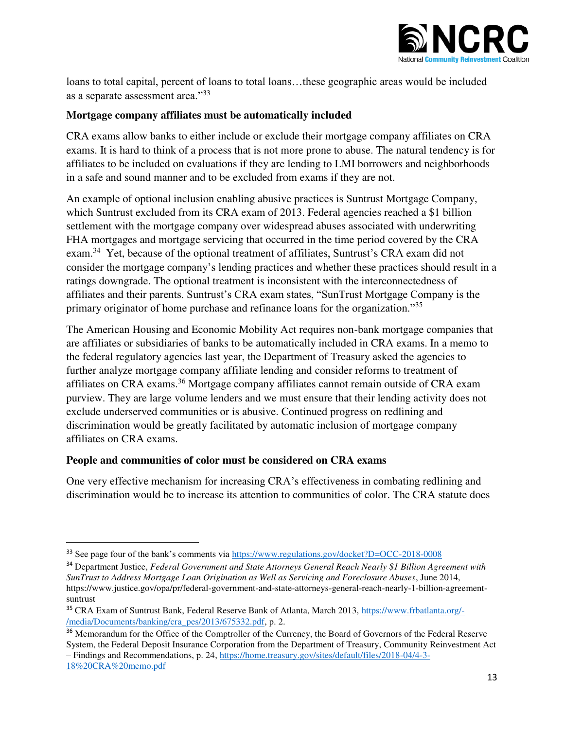loans to total capital, percent of loans to total loans…these geographic areas would be included as a separate assessment area."[33]

**Mortgage company affiliates must be automatically included**

CRA exams allow banks to either include or exclude their mortgage company affiliates on CRA exams. It is hard to think of a process that is not more prone to abuse. The natural tendency is for affiliates to be included on evaluations if they are lending to LMI borrowers and neighborhoods in a safe and sound manner and to be excluded from exams if they are not.

An example of optional inclusion enabling abusive practices is Suntrust Mortgage Company, which Suntrust excluded from its CRA exam of 2013. Federal agencies reached a $1 billion settlement with the mortgage company over widespread abuses associated with underwriting FHA mortgages and mortgage servicing that occurred in the time period covered by the CRA exam.[34] Yet, because of the optional treatment of affiliates, Suntrust's CRA exam did not consider the mortgage company's lending practices and whether these practices should result in a ratings downgrade. The optional treatment is inconsistent with the interconnectedness of affiliates and their parents. Suntrust's CRA exam states, "SunTrust Mortgage Company is the primary originator of home purchase and refinance loans for the organization."[35]

The American Housing and Economic Mobility Act requires non-bank mortgage companies that are affiliates or subsidiaries of banks to be automatically included in CRA exams. In a memo to the federal regulatory agencies last year, the Department of Treasury asked the agencies to further analyze mortgage company affiliate lending and consider reforms to treatment of affiliates on CRA exams.[36] Mortgage company affiliates cannot remain outside of CRA exam purview. They are large volume lenders and we must ensure that their lending activity does not exclude underserved communities or is abusive. Continued progress on redlining and discrimination would be greatly facilitated by automatic inclusion of mortgage company affiliates on CRA exams.

**People and communities of color must be considered on CRA exams**

One very effective mechanism for increasing CRA's effectiveness in combating redlining and discrimination would be to increase its attention to communities of color. The CRA statute does

---

[33] See page four of the bank's comments via https://www.regulations.gov/docket?D=OCC-2018-0008

[34] Department Justice, *Federal Government and State Attorneys General Reach Nearly $1 Billion Agreement with SunTrust to Address Mortgage Loan Origination as Well as Servicing and Foreclosure Abuses*, June 2014, https://www.justice.gov/opa/pr/federal-government-and-state-attorneys-general-reach-nearly-1-billion-agreement-suntrust

[35] CRA Exam of Suntrust Bank, Federal Reserve Bank of Atlanta, March 2013, https://www.frbatlanta.org/-/media/Documents/banking/cra_pes/2013/675332.pdf, p. 2.

[36] Memorandum for the Office of the Comptroller of the Currency, the Board of Governors of the Federal Reserve System, the Federal Deposit Insurance Corporation from the Department of Treasury, Community Reinvestment Act – Findings and Recommendations, p. 24, https://home.treasury.gov/sites/default/files/2018-04/4-3-18%20CRA%20memo.pdf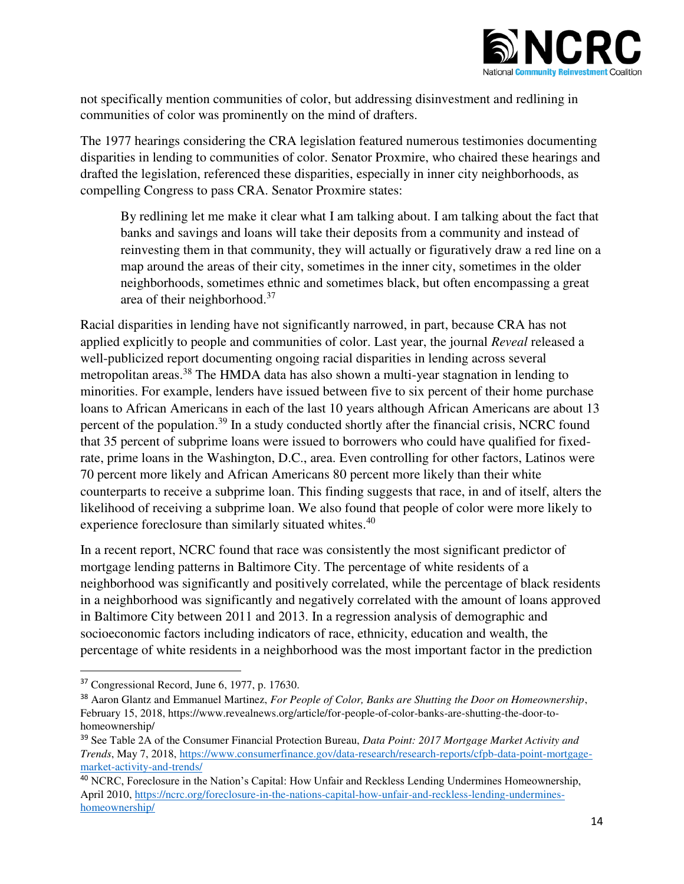not specifically mention communities of color, but addressing disinvestment and redlining in communities of color was prominently on the mind of drafters.

The 1977 hearings considering the CRA legislation featured numerous testimonies documenting disparities in lending to communities of color. Senator Proxmire, who chaired these hearings and drafted the legislation, referenced these disparities, especially in inner city neighborhoods, as compelling Congress to pass CRA. Senator Proxmire states:

> By redlining let me make it clear what I am talking about. I am talking about the fact that banks and savings and loans will take their deposits from a community and instead of reinvesting them in that community, they will actually or figuratively draw a red line on a map around the areas of their city, sometimes in the inner city, sometimes in the older neighborhoods, sometimes ethnic and sometimes black, but often encompassing a great area of their neighborhood.[37]

Racial disparities in lending have not significantly narrowed, in part, because CRA has not applied explicitly to people and communities of color. Last year, the journal *Reveal* released a well-publicized report documenting ongoing racial disparities in lending across several metropolitan areas.[38] The HMDA data has also shown a multi-year stagnation in lending to minorities. For example, lenders have issued between five to six percent of their home purchase loans to African Americans in each of the last 10 years although African Americans are about 13 percent of the population.[39] In a study conducted shortly after the financial crisis, NCRC found that 35 percent of subprime loans were issued to borrowers who could have qualified for fixed-rate, prime loans in the Washington, D.C., area. Even controlling for other factors, Latinos were 70 percent more likely and African Americans 80 percent more likely than their white counterparts to receive a subprime loan. This finding suggests that race, in and of itself, alters the likelihood of receiving a subprime loan. We also found that people of color were more likely to experience foreclosure than similarly situated whites.[40]

In a recent report, NCRC found that race was consistently the most significant predictor of mortgage lending patterns in Baltimore City. The percentage of white residents of a neighborhood was significantly and positively correlated, while the percentage of black residents in a neighborhood was significantly and negatively correlated with the amount of loans approved in Baltimore City between 2011 and 2013. In a regression analysis of demographic and socioeconomic factors including indicators of race, ethnicity, education and wealth, the percentage of white residents in a neighborhood was the most important factor in the prediction

---

[37] Congressional Record, June 6, 1977, p. 17630.

[38] Aaron Glantz and Emmanuel Martinez, *For People of Color, Banks are Shutting the Door on Homeownership*, February 15, 2018, https://www.revealnews.org/article/for-people-of-color-banks-are-shutting-the-door-to-homeownership/

[39] See Table 2A of the Consumer Financial Protection Bureau, *Data Point: 2017 Mortgage Market Activity and Trends*, May 7, 2018, https://www.consumerfinance.gov/data-research/research-reports/cfpb-data-point-mortgage-market-activity-and-trends/

[40] NCRC, Foreclosure in the Nation's Capital: How Unfair and Reckless Lending Undermines Homeownership, April 2010, https://ncrc.org/foreclosure-in-the-nations-capital-how-unfair-and-reckless-lending-undermines-homeownership/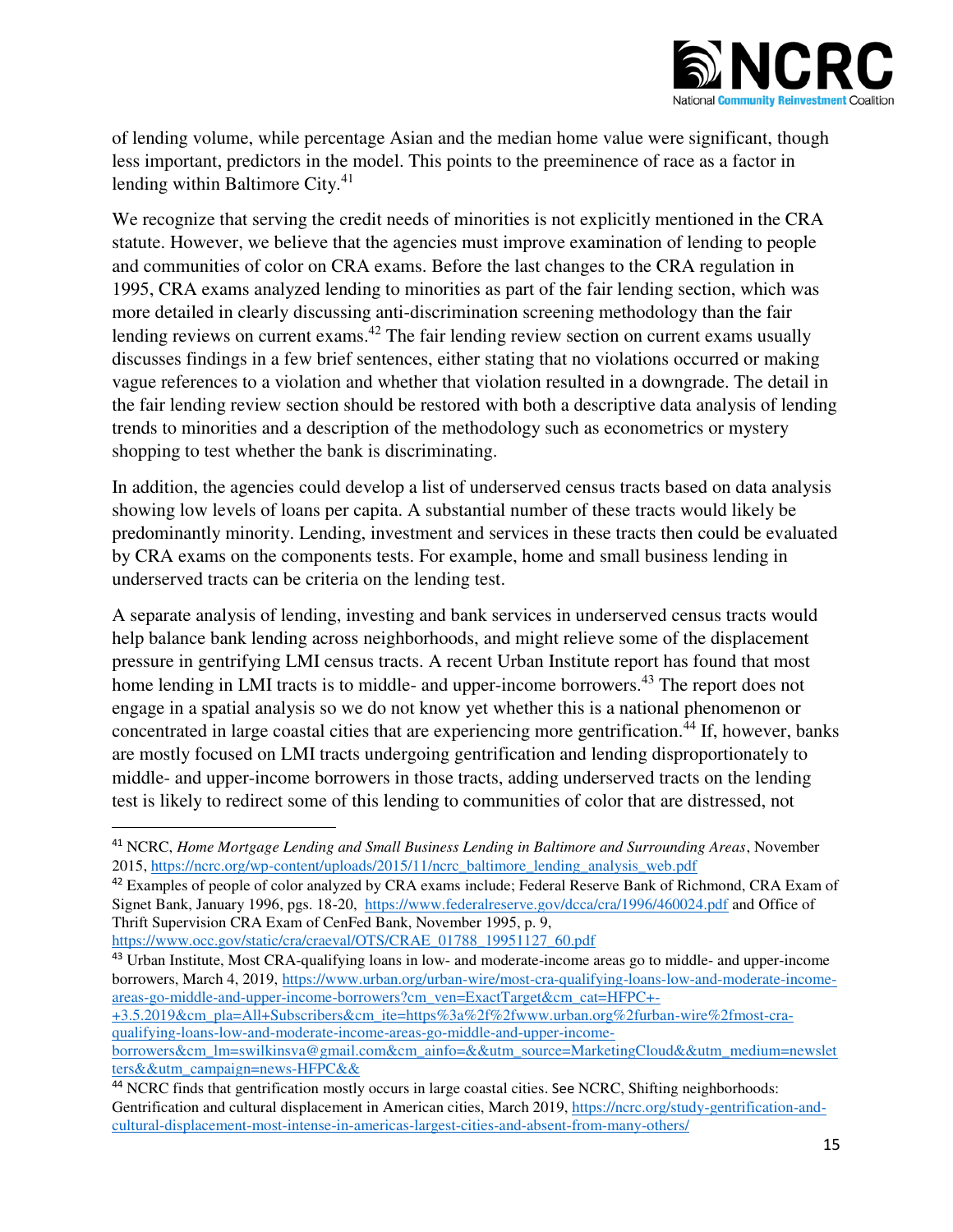of lending volume, while percentage Asian and the median home value were significant, though less important, predictors in the model. This points to the preeminence of race as a factor in lending within Baltimore City.[41]

We recognize that serving the credit needs of minorities is not explicitly mentioned in the CRA statute. However, we believe that the agencies must improve examination of lending to people and communities of color on CRA exams. Before the last changes to the CRA regulation in 1995, CRA exams analyzed lending to minorities as part of the fair lending section, which was more detailed in clearly discussing anti-discrimination screening methodology than the fair lending reviews on current exams.[42] The fair lending review section on current exams usually discusses findings in a few brief sentences, either stating that no violations occurred or making vague references to a violation and whether that violation resulted in a downgrade. The detail in the fair lending review section should be restored with both a descriptive data analysis of lending trends to minorities and a description of the methodology such as econometrics or mystery shopping to test whether the bank is discriminating.

In addition, the agencies could develop a list of underserved census tracts based on data analysis showing low levels of loans per capita. A substantial number of these tracts would likely be predominantly minority. Lending, investment and services in these tracts then could be evaluated by CRA exams on the components tests. For example, home and small business lending in underserved tracts can be criteria on the lending test.

A separate analysis of lending, investing and bank services in underserved census tracts would help balance bank lending across neighborhoods, and might relieve some of the displacement pressure in gentrifying LMI census tracts. A recent Urban Institute report has found that most home lending in LMI tracts is to middle- and upper-income borrowers.[43] The report does not engage in a spatial analysis so we do not know yet whether this is a national phenomenon or concentrated in large coastal cities that are experiencing more gentrification.[44] If, however, banks are mostly focused on LMI tracts undergoing gentrification and lending disproportionately to middle- and upper-income borrowers in those tracts, adding underserved tracts on the lending test is likely to redirect some of this lending to communities of color that are distressed, not

---

[41] NCRC, *Home Mortgage Lending and Small Business Lending in Baltimore and Surrounding Areas*, November 2015, https://ncrc.org/wp-content/uploads/2015/11/ncrc_baltimore_lending_analysis_web.pdf

[42] Examples of people of color analyzed by CRA exams include; Federal Reserve Bank of Richmond, CRA Exam of Signet Bank, January 1996, pgs. 18-20, https://www.federalreserve.gov/dcca/cra/1996/460024.pdf and Office of Thrift Supervision CRA Exam of CenFed Bank, November 1995, p. 9, https://www.occ.gov/static/cra/craeval/OTS/CRAE_01788_19951127_60.pdf

[43] Urban Institute, Most CRA-qualifying loans in low- and moderate-income areas go to middle- and upper-income borrowers, March 4, 2019, https://www.urban.org/urban-wire/most-cra-qualifying-loans-low-and-moderate-income-areas-go-middle-and-upper-income-borrowers?cm_ven=ExactTarget&cm_cat=HFPC+-+3.5.2019&cm_pla=All+Subscribers&cm_ite=https%3a%2f%2fwww.urban.org%2furban-wire%2fmost-cra-qualifying-loans-low-and-moderate-income-areas-go-middle-and-upper-income-borrowers&cm_lm=swilkinsva@gmail.com&cm_ainfo=&&utm_source=MarketingCloud&&utm_medium=newsletters&&utm_campaign=news-HFPC&&

[44] NCRC finds that gentrification mostly occurs in large coastal cities. See NCRC, Shifting neighborhoods: Gentrification and cultural displacement in American cities, March 2019, https://ncrc.org/study-gentrification-and-cultural-displacement-most-intense-in-americas-largest-cities-and-absent-from-many-others/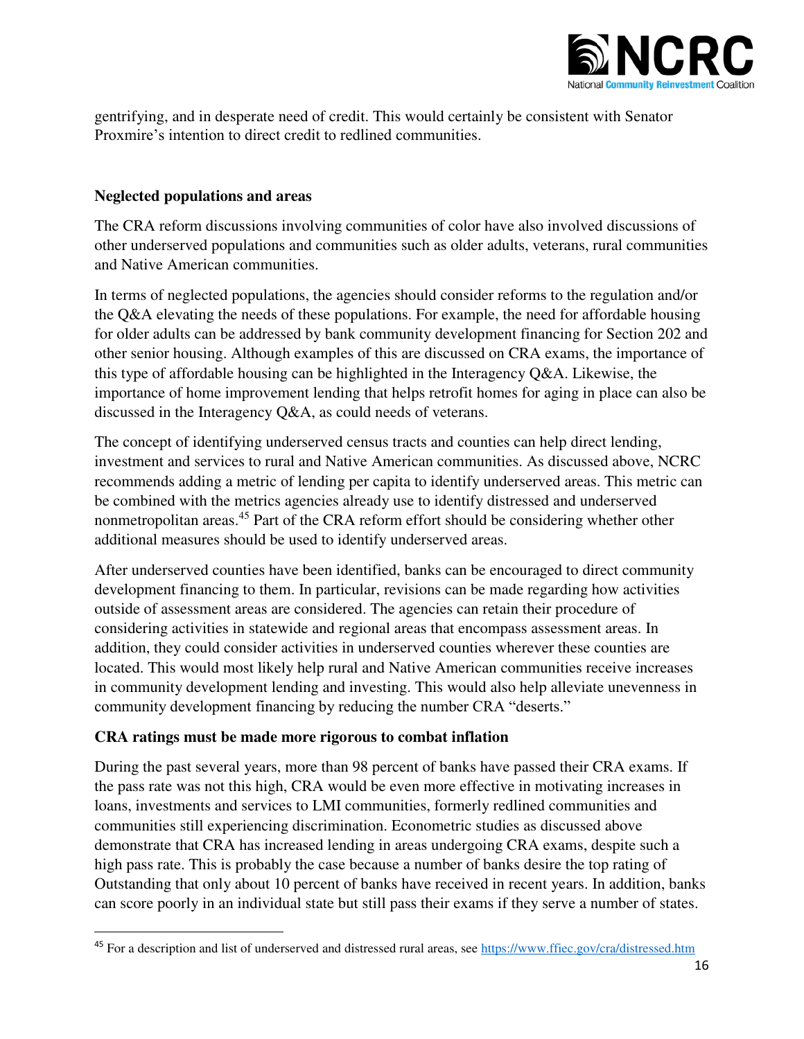gentrifying, and in desperate need of credit. This would certainly be consistent with Senator Proxmire's intention to direct credit to redlined communities.

**Neglected populations and areas**

The CRA reform discussions involving communities of color have also involved discussions of other underserved populations and communities such as older adults, veterans, rural communities and Native American communities.

In terms of neglected populations, the agencies should consider reforms to the regulation and/or the Q&A elevating the needs of these populations. For example, the need for affordable housing for older adults can be addressed by bank community development financing for Section 202 and other senior housing. Although examples of this are discussed on CRA exams, the importance of this type of affordable housing can be highlighted in the Interagency Q&A. Likewise, the importance of home improvement lending that helps retrofit homes for aging in place can also be discussed in the Interagency Q&A, as could needs of veterans.

The concept of identifying underserved census tracts and counties can help direct lending, investment and services to rural and Native American communities. As discussed above, NCRC recommends adding a metric of lending per capita to identify underserved areas. This metric can be combined with the metrics agencies already use to identify distressed and underserved nonmetropolitan areas.[45] Part of the CRA reform effort should be considering whether other additional measures should be used to identify underserved areas.

After underserved counties have been identified, banks can be encouraged to direct community development financing to them. In particular, revisions can be made regarding how activities outside of assessment areas are considered. The agencies can retain their procedure of considering activities in statewide and regional areas that encompass assessment areas. In addition, they could consider activities in underserved counties wherever these counties are located. This would most likely help rural and Native American communities receive increases in community development lending and investing. This would also help alleviate unevenness in community development financing by reducing the number CRA "deserts."

**CRA ratings must be made more rigorous to combat inflation**

During the past several years, more than 98 percent of banks have passed their CRA exams. If the pass rate was not this high, CRA would be even more effective in motivating increases in loans, investments and services to LMI communities, formerly redlined communities and communities still experiencing discrimination. Econometric studies as discussed above demonstrate that CRA has increased lending in areas undergoing CRA exams, despite such a high pass rate. This is probably the case because a number of banks desire the top rating of Outstanding that only about 10 percent of banks have received in recent years. In addition, banks can score poorly in an individual state but still pass their exams if they serve a number of states.

---

[45] For a description and list of underserved and distressed rural areas, see https://www.ffiec.gov/cra/distressed.htm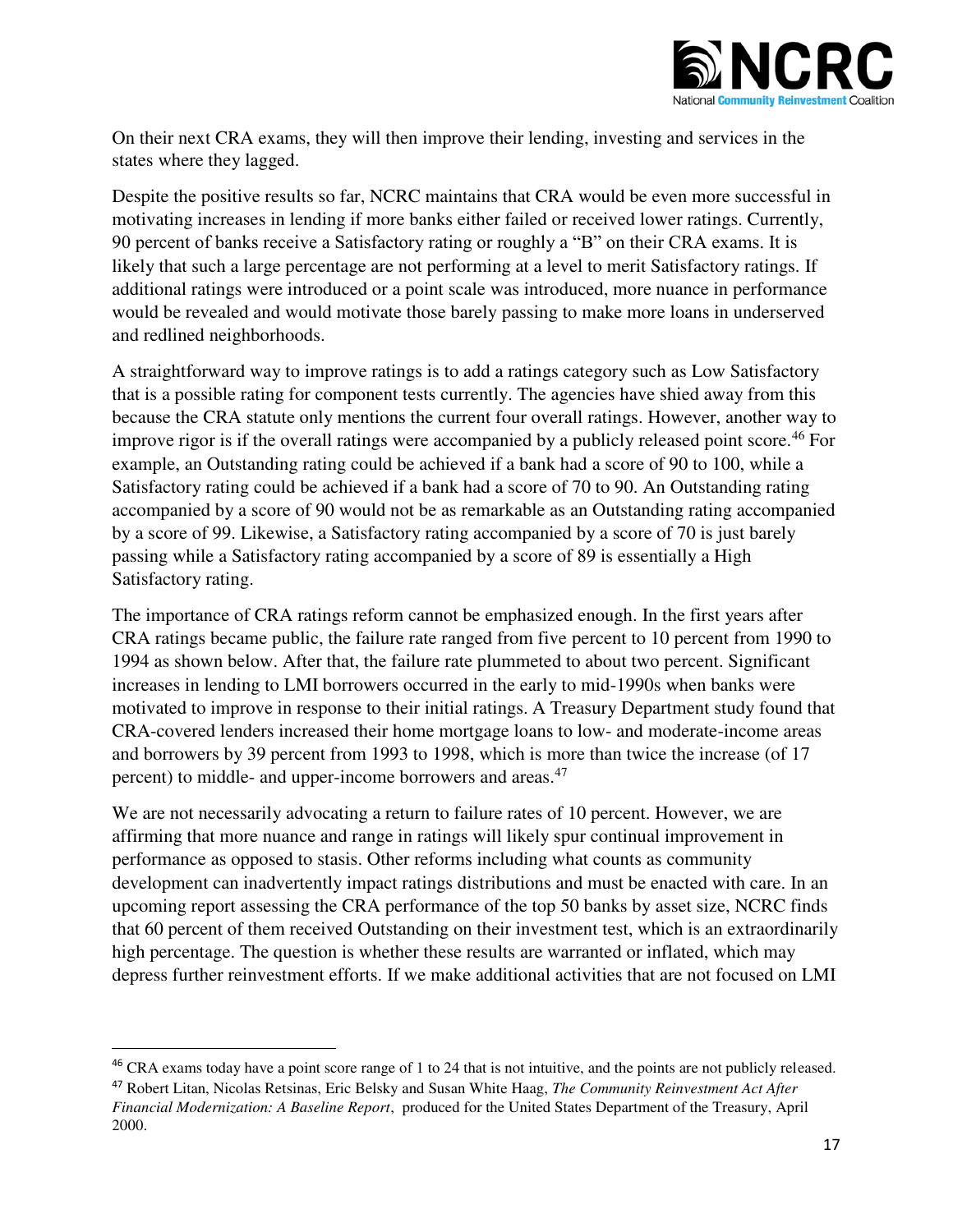On their next CRA exams, they will then improve their lending, investing and services in the states where they lagged.

Despite the positive results so far, NCRC maintains that CRA would be even more successful in motivating increases in lending if more banks either failed or received lower ratings. Currently, 90 percent of banks receive a Satisfactory rating or roughly a "B" on their CRA exams. It is likely that such a large percentage are not performing at a level to merit Satisfactory ratings. If additional ratings were introduced or a point scale was introduced, more nuance in performance would be revealed and would motivate those barely passing to make more loans in underserved and redlined neighborhoods.

A straightforward way to improve ratings is to add a ratings category such as Low Satisfactory that is a possible rating for component tests currently. The agencies have shied away from this because the CRA statute only mentions the current four overall ratings. However, another way to improve rigor is if the overall ratings were accompanied by a publicly released point score.[46] For example, an Outstanding rating could be achieved if a bank had a score of 90 to 100, while a Satisfactory rating could be achieved if a bank had a score of 70 to 90. An Outstanding rating accompanied by a score of 90 would not be as remarkable as an Outstanding rating accompanied by a score of 99. Likewise, a Satisfactory rating accompanied by a score of 70 is just barely passing while a Satisfactory rating accompanied by a score of 89 is essentially a High Satisfactory rating.

The importance of CRA ratings reform cannot be emphasized enough. In the first years after CRA ratings became public, the failure rate ranged from five percent to 10 percent from 1990 to 1994 as shown below. After that, the failure rate plummeted to about two percent. Significant increases in lending to LMI borrowers occurred in the early to mid-1990s when banks were motivated to improve in response to their initial ratings. A Treasury Department study found that CRA-covered lenders increased their home mortgage loans to low- and moderate-income areas and borrowers by 39 percent from 1993 to 1998, which is more than twice the increase (of 17 percent) to middle- and upper-income borrowers and areas.[47]

We are not necessarily advocating a return to failure rates of 10 percent. However, we are affirming that more nuance and range in ratings will likely spur continual improvement in performance as opposed to stasis. Other reforms including what counts as community development can inadvertently impact ratings distributions and must be enacted with care. In an upcoming report assessing the CRA performance of the top 50 banks by asset size, NCRC finds that 60 percent of them received Outstanding on their investment test, which is an extraordinarily high percentage. The question is whether these results are warranted or inflated, which may depress further reinvestment efforts. If we make additional activities that are not focused on LMI

---

[46] CRA exams today have a point score range of 1 to 24 that is not intuitive, and the points are not publicly released.

[47] Robert Litan, Nicolas Retsinas, Eric Belsky and Susan White Haag, *The Community Reinvestment Act After Financial Modernization: A Baseline Report*, produced for the United States Department of the Treasury, April 2000.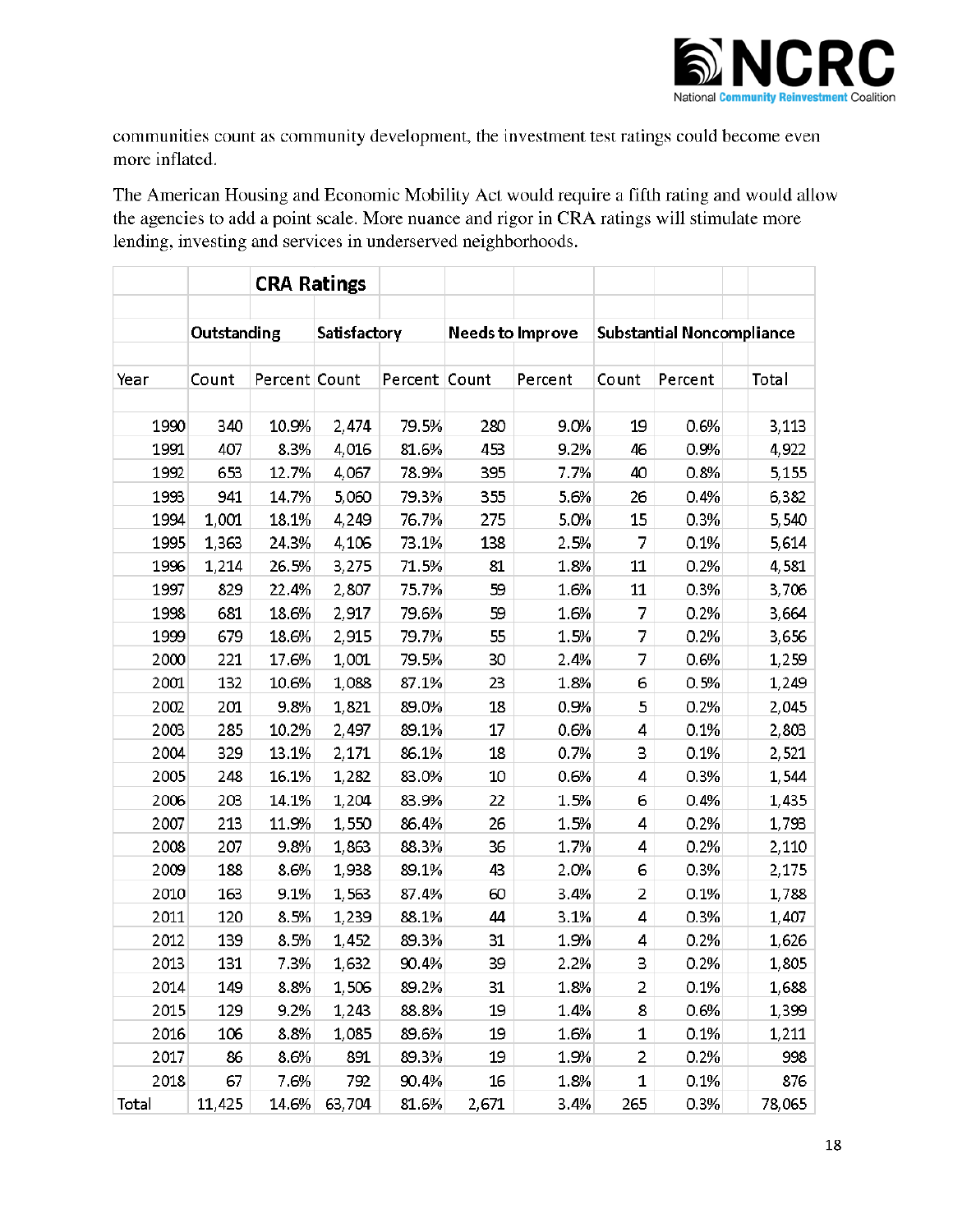communities count as community development, the investment test ratings could become even more inflated.

The American Housing and Economic Mobility Act would require a fifth rating and would allow the agencies to add a point scale. More nuance and rigor in CRA ratings will stimulate more lending, investing and services in underserved neighborhoods.

| | CRA Ratings | | | | | | | | |
|---|---|---|---|---|---|---|---|---|---|
| | Outstanding | | Satisfactory | | Needs to Improve | | Substantial Noncompliance | | |
| Year | Count | Percent | Count | Percent | Count | Percent | Count | Percent | Total |
| 1990 | 340 | 10.9% | 2,474 | 79.5% | 280 | 9.0% | 19 | 0.6% | 3,113 |
| 1991 | 407 | 8.3% | 4,016 | 81.6% | 453 | 9.2% | 46 | 0.9% | 4,922 |
| 1992 | 653 | 12.7% | 4,067 | 78.9% | 395 | 7.7% | 40 | 0.8% | 5,155 |
| 1993 | 941 | 14.7% | 5,060 | 79.3% | 355 | 5.6% | 26 | 0.4% | 6,382 |
| 1994 | 1,001 | 18.1% | 4,249 | 76.7% | 275 | 5.0% | 15 | 0.3% | 5,540 |
| 1995 | 1,363 | 24.3% | 4,106 | 73.1% | 138 | 2.5% | 7 | 0.1% | 5,614 |
| 1996 | 1,214 | 26.5% | 3,275 | 71.5% | 81 | 1.8% | 11 | 0.2% | 4,581 |
| 1997 | 829 | 22.4% | 2,807 | 75.7% | 59 | 1.6% | 11 | 0.3% | 3,706 |
| 1998 | 681 | 18.6% | 2,917 | 79.6% | 59 | 1.6% | 7 | 0.2% | 3,664 |
| 1999 | 679 | 18.6% | 2,915 | 79.7% | 55 | 1.5% | 7 | 0.2% | 3,656 |
| 2000 | 221 | 17.6% | 1,001 | 79.5% | 30 | 2.4% | 7 | 0.6% | 1,259 |
| 2001 | 132 | 10.6% | 1,088 | 87.1% | 23 | 1.8% | 6 | 0.5% | 1,249 |
| 2002 | 201 | 9.8% | 1,821 | 89.0% | 18 | 0.9% | 5 | 0.2% | 2,045 |
| 2003 | 285 | 10.2% | 2,497 | 89.1% | 17 | 0.6% | 4 | 0.1% | 2,803 |
| 2004 | 329 | 13.1% | 2,171 | 86.1% | 18 | 0.7% | 3 | 0.1% | 2,521 |
| 2005 | 248 | 16.1% | 1,282 | 83.0% | 10 | 0.6% | 4 | 0.3% | 1,544 |
| 2006 | 203 | 14.1% | 1,204 | 83.9% | 22 | 1.5% | 6 | 0.4% | 1,435 |
| 2007 | 213 | 11.9% | 1,550 | 86.4% | 26 | 1.5% | 4 | 0.2% | 1,793 |
| 2008 | 207 | 9.8% | 1,863 | 88.3% | 36 | 1.7% | 4 | 0.2% | 2,110 |
| 2009 | 188 | 8.6% | 1,938 | 89.1% | 43 | 2.0% | 6 | 0.3% | 2,175 |
| 2010 | 163 | 9.1% | 1,563 | 87.4% | 60 | 3.4% | 2 | 0.1% | 1,788 |
| 2011 | 120 | 8.5% | 1,239 | 88.1% | 44 | 3.1% | 4 | 0.3% | 1,407 |
| 2012 | 139 | 8.5% | 1,452 | 89.3% | 31 | 1.9% | 4 | 0.2% | 1,626 |
| 2013 | 131 | 7.3% | 1,632 | 90.4% | 39 | 2.2% | 3 | 0.2% | 1,805 |
| 2014 | 149 | 8.8% | 1,506 | 89.2% | 31 | 1.8% | 2 | 0.1% | 1,688 |
| 2015 | 129 | 9.2% | 1,243 | 88.8% | 19 | 1.4% | 8 | 0.6% | 1,399 |
| 2016 | 106 | 8.8% | 1,085 | 89.6% | 19 | 1.6% | 1 | 0.1% | 1,211 |
| 2017 | 86 | 8.6% | 891 | 89.3% | 19 | 1.9% | 2 | 0.2% | 998 |
| 2018 | 67 | 7.6% | 792 | 90.4% | 16 | 1.8% | 1 | 0.1% | 876 |
| Total | 11,425 | 14.6% | 63,704 | 81.6% | 2,671 | 3.4% | 265 | 0.3% | 78,065 |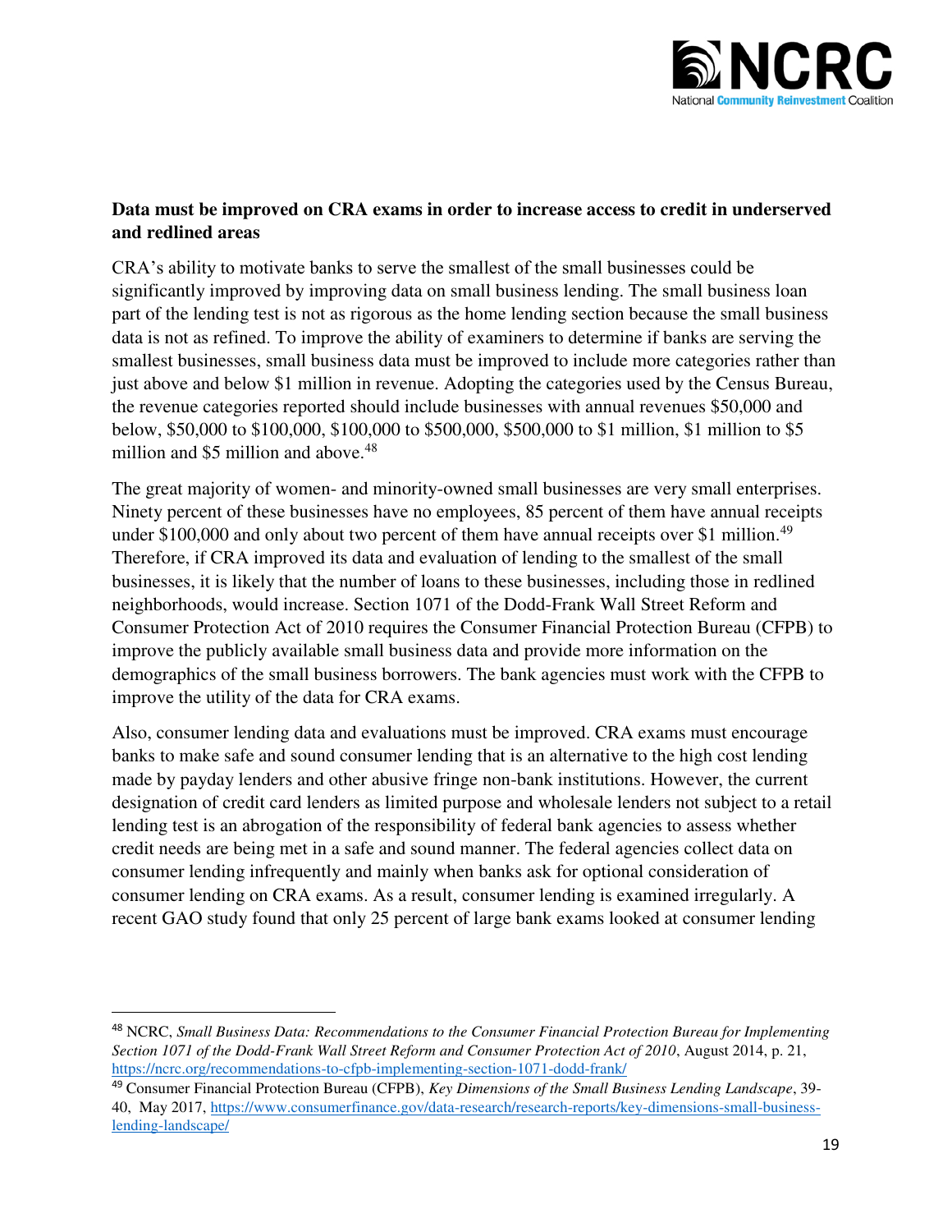**Data must be improved on CRA exams in order to increase access to credit in underserved and redlined areas**

CRA's ability to motivate banks to serve the smallest of the small businesses could be significantly improved by improving data on small business lending. The small business loan part of the lending test is not as rigorous as the home lending section because the small business data is not as refined. To improve the ability of examiners to determine if banks are serving the smallest businesses, small business data must be improved to include more categories rather than just above and below $1 million in revenue. Adopting the categories used by the Census Bureau, the revenue categories reported should include businesses with annual revenues $50,000 and below, $50,000 to $100,000, $100,000 to $500,000, $500,000 to $1 million, $1 million to $5 million and $5 million and above.[48]

The great majority of women- and minority-owned small businesses are very small enterprises. Ninety percent of these businesses have no employees, 85 percent of them have annual receipts under $100,000 and only about two percent of them have annual receipts over $1 million.[49] Therefore, if CRA improved its data and evaluation of lending to the smallest of the small businesses, it is likely that the number of loans to these businesses, including those in redlined neighborhoods, would increase. Section 1071 of the Dodd-Frank Wall Street Reform and Consumer Protection Act of 2010 requires the Consumer Financial Protection Bureau (CFPB) to improve the publicly available small business data and provide more information on the demographics of the small business borrowers. The bank agencies must work with the CFPB to improve the utility of the data for CRA exams.

Also, consumer lending data and evaluations must be improved. CRA exams must encourage banks to make safe and sound consumer lending that is an alternative to the high cost lending made by payday lenders and other abusive fringe non-bank institutions. However, the current designation of credit card lenders as limited purpose and wholesale lenders not subject to a retail lending test is an abrogation of the responsibility of federal bank agencies to assess whether credit needs are being met in a safe and sound manner. The federal agencies collect data on consumer lending infrequently and mainly when banks ask for optional consideration of consumer lending on CRA exams. As a result, consumer lending is examined irregularly. A recent GAO study found that only 25 percent of large bank exams looked at consumer lending

---

[48] NCRC, *Small Business Data: Recommendations to the Consumer Financial Protection Bureau for Implementing Section 1071 of the Dodd-Frank Wall Street Reform and Consumer Protection Act of 2010*, August 2014, p. 21, https://ncrc.org/recommendations-to-cfpb-implementing-section-1071-dodd-frank/

[49] Consumer Financial Protection Bureau (CFPB), *Key Dimensions of the Small Business Lending Landscape*, 39-40, May 2017, https://www.consumerfinance.gov/data-research/research-reports/key-dimensions-small-business-lending-landscape/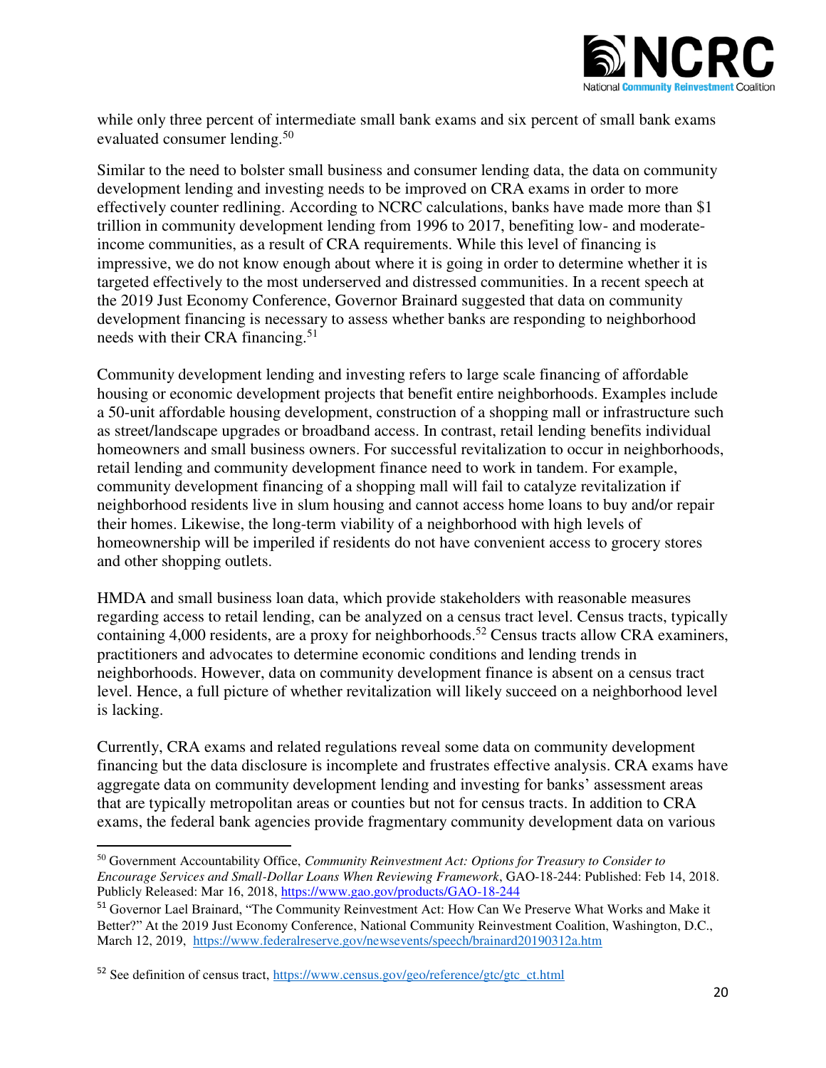while only three percent of intermediate small bank exams and six percent of small bank exams evaluated consumer lending.[50]

Similar to the need to bolster small business and consumer lending data, the data on community development lending and investing needs to be improved on CRA exams in order to more effectively counter redlining. According to NCRC calculations, banks have made more than $1 trillion in community development lending from 1996 to 2017, benefiting low- and moderate-income communities, as a result of CRA requirements. While this level of financing is impressive, we do not know enough about where it is going in order to determine whether it is targeted effectively to the most underserved and distressed communities. In a recent speech at the 2019 Just Economy Conference, Governor Brainard suggested that data on community development financing is necessary to assess whether banks are responding to neighborhood needs with their CRA financing.[51]

Community development lending and investing refers to large scale financing of affordable housing or economic development projects that benefit entire neighborhoods. Examples include a 50-unit affordable housing development, construction of a shopping mall or infrastructure such as street/landscape upgrades or broadband access. In contrast, retail lending benefits individual homeowners and small business owners. For successful revitalization to occur in neighborhoods, retail lending and community development finance need to work in tandem. For example, community development financing of a shopping mall will fail to catalyze revitalization if neighborhood residents live in slum housing and cannot access home loans to buy and/or repair their homes. Likewise, the long-term viability of a neighborhood with high levels of homeownership will be imperiled if residents do not have convenient access to grocery stores and other shopping outlets.

HMDA and small business loan data, which provide stakeholders with reasonable measures regarding access to retail lending, can be analyzed on a census tract level. Census tracts, typically containing 4,000 residents, are a proxy for neighborhoods.[52] Census tracts allow CRA examiners, practitioners and advocates to determine economic conditions and lending trends in neighborhoods. However, data on community development finance is absent on a census tract level. Hence, a full picture of whether revitalization will likely succeed on a neighborhood level is lacking.

Currently, CRA exams and related regulations reveal some data on community development financing but the data disclosure is incomplete and frustrates effective analysis. CRA exams have aggregate data on community development lending and investing for banks' assessment areas that are typically metropolitan areas or counties but not for census tracts. In addition to CRA exams, the federal bank agencies provide fragmentary community development data on various

---

[50] Government Accountability Office, *Community Reinvestment Act: Options for Treasury to Consider to Encourage Services and Small-Dollar Loans When Reviewing Framework*, GAO-18-244: Published: Feb 14, 2018. Publicly Released: Mar 16, 2018, https://www.gao.gov/products/GAO-18-244

[51] Governor Lael Brainard, "The Community Reinvestment Act: How Can We Preserve What Works and Make it Better?" At the 2019 Just Economy Conference, National Community Reinvestment Coalition, Washington, D.C., March 12, 2019, https://www.federalreserve.gov/newsevents/speech/brainard20190312a.htm

[52] See definition of census tract, https://www.census.gov/geo/reference/gtc/gtc_ct.html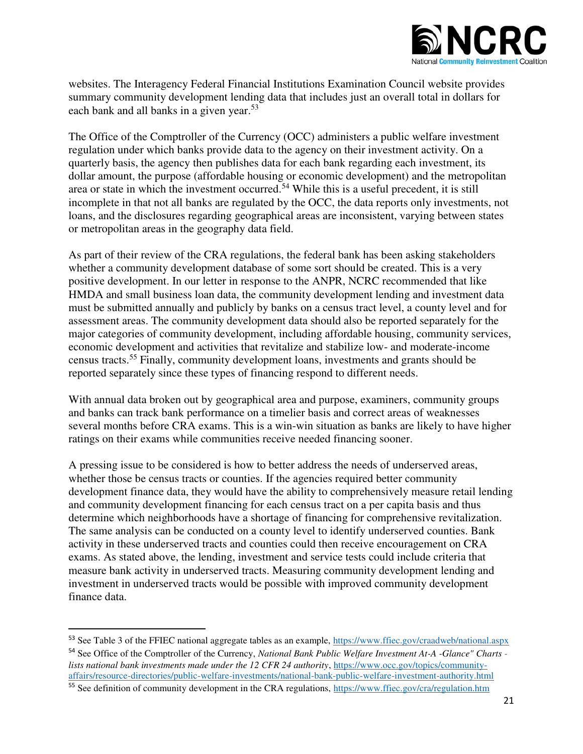websites. The Interagency Federal Financial Institutions Examination Council website provides summary community development lending data that includes just an overall total in dollars for each bank and all banks in a given year.[53]

The Office of the Comptroller of the Currency (OCC) administers a public welfare investment regulation under which banks provide data to the agency on their investment activity. On a quarterly basis, the agency then publishes data for each bank regarding each investment, its dollar amount, the purpose (affordable housing or economic development) and the metropolitan area or state in which the investment occurred.[54] While this is a useful precedent, it is still incomplete in that not all banks are regulated by the OCC, the data reports only investments, not loans, and the disclosures regarding geographical areas are inconsistent, varying between states or metropolitan areas in the geography data field.

As part of their review of the CRA regulations, the federal bank has been asking stakeholders whether a community development database of some sort should be created. This is a very positive development. In our letter in response to the ANPR, NCRC recommended that like HMDA and small business loan data, the community development lending and investment data must be submitted annually and publicly by banks on a census tract level, a county level and for assessment areas. The community development data should also be reported separately for the major categories of community development, including affordable housing, community services, economic development and activities that revitalize and stabilize low- and moderate-income census tracts.[55] Finally, community development loans, investments and grants should be reported separately since these types of financing respond to different needs.

With annual data broken out by geographical area and purpose, examiners, community groups and banks can track bank performance on a timelier basis and correct areas of weaknesses several months before CRA exams. This is a win-win situation as banks are likely to have higher ratings on their exams while communities receive needed financing sooner.

A pressing issue to be considered is how to better address the needs of underserved areas, whether those be census tracts or counties. If the agencies required better community development finance data, they would have the ability to comprehensively measure retail lending and community development financing for each census tract on a per capita basis and thus determine which neighborhoods have a shortage of financing for comprehensive revitalization. The same analysis can be conducted on a county level to identify underserved counties. Bank activity in these underserved tracts and counties could then receive encouragement on CRA exams. As stated above, the lending, investment and service tests could include criteria that measure bank activity in underserved tracts. Measuring community development lending and investment in underserved tracts would be possible with improved community development finance data.

---

[53] See Table 3 of the FFIEC national aggregate tables as an example, https://www.ffiec.gov/craadweb/national.aspx

[54] See Office of the Comptroller of the Currency, *National Bank Public Welfare Investment At-A -Glance" Charts - lists national bank investments made under the 12 CFR 24 authority*, https://www.occ.gov/topics/community-affairs/resource-directories/public-welfare-investments/national-bank-public-welfare-investment-authority.html

[55] See definition of community development in the CRA regulations, https://www.ffiec.gov/cra/regulation.htm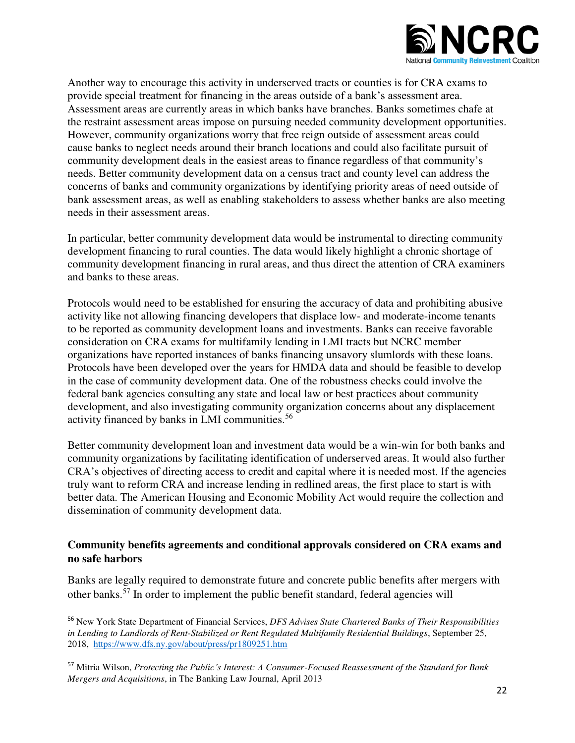Another way to encourage this activity in underserved tracts or counties is for CRA exams to provide special treatment for financing in the areas outside of a bank's assessment area. Assessment areas are currently areas in which banks have branches. Banks sometimes chafe at the restraint assessment areas impose on pursuing needed community development opportunities. However, community organizations worry that free reign outside of assessment areas could cause banks to neglect needs around their branch locations and could also facilitate pursuit of community development deals in the easiest areas to finance regardless of that community's needs. Better community development data on a census tract and county level can address the concerns of banks and community organizations by identifying priority areas of need outside of bank assessment areas, as well as enabling stakeholders to assess whether banks are also meeting needs in their assessment areas.

In particular, better community development data would be instrumental to directing community development financing to rural counties. The data would likely highlight a chronic shortage of community development financing in rural areas, and thus direct the attention of CRA examiners and banks to these areas.

Protocols would need to be established for ensuring the accuracy of data and prohibiting abusive activity like not allowing financing developers that displace low- and moderate-income tenants to be reported as community development loans and investments. Banks can receive favorable consideration on CRA exams for multifamily lending in LMI tracts but NCRC member organizations have reported instances of banks financing unsavory slumlords with these loans. Protocols have been developed over the years for HMDA data and should be feasible to develop in the case of community development data. One of the robustness checks could involve the federal bank agencies consulting any state and local law or best practices about community development, and also investigating community organization concerns about any displacement activity financed by banks in LMI communities.[56]

Better community development loan and investment data would be a win-win for both banks and community organizations by facilitating identification of underserved areas. It would also further CRA's objectives of directing access to credit and capital where it is needed most. If the agencies truly want to reform CRA and increase lending in redlined areas, the first place to start is with better data. The American Housing and Economic Mobility Act would require the collection and dissemination of community development data.

**Community benefits agreements and conditional approvals considered on CRA exams and no safe harbors**

Banks are legally required to demonstrate future and concrete public benefits after mergers with other banks.[57] In order to implement the public benefit standard, federal agencies will

---

[56] New York State Department of Financial Services, *DFS Advises State Chartered Banks of Their Responsibilities in Lending to Landlords of Rent-Stabilized or Rent Regulated Multifamily Residential Buildings*, September 25, 2018, https://www.dfs.ny.gov/about/press/pr1809251.htm

[57] Mitria Wilson, *Protecting the Public's Interest: A Consumer-Focused Reassessment of the Standard for Bank Mergers and Acquisitions*, in The Banking Law Journal, April 2013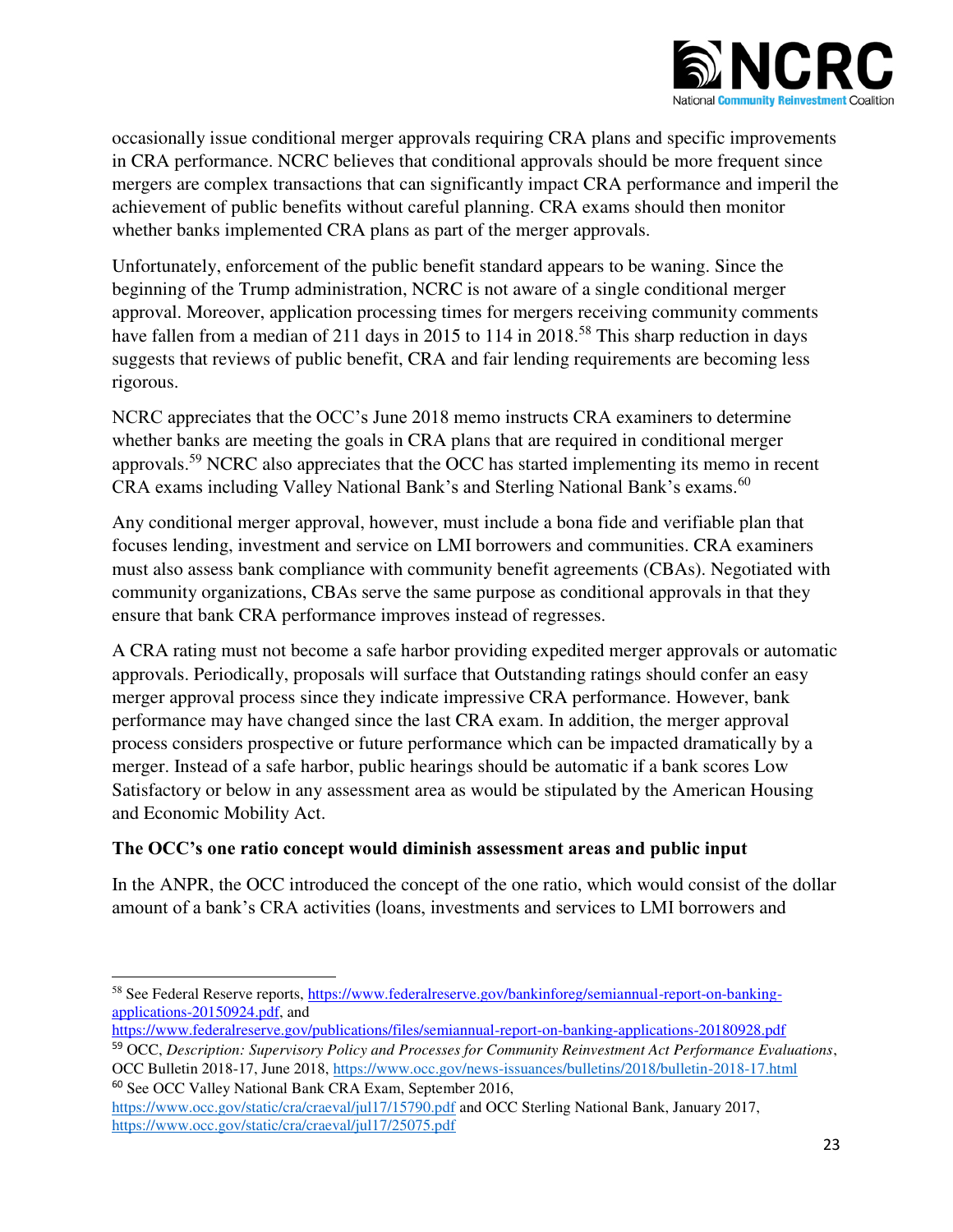occasionally issue conditional merger approvals requiring CRA plans and specific improvements in CRA performance. NCRC believes that conditional approvals should be more frequent since mergers are complex transactions that can significantly impact CRA performance and imperil the achievement of public benefits without careful planning. CRA exams should then monitor whether banks implemented CRA plans as part of the merger approvals.

Unfortunately, enforcement of the public benefit standard appears to be waning. Since the beginning of the Trump administration, NCRC is not aware of a single conditional merger approval. Moreover, application processing times for mergers receiving community comments have fallen from a median of 211 days in 2015 to 114 in 2018.[58] This sharp reduction in days suggests that reviews of public benefit, CRA and fair lending requirements are becoming less rigorous.

NCRC appreciates that the OCC's June 2018 memo instructs CRA examiners to determine whether banks are meeting the goals in CRA plans that are required in conditional merger approvals.[59] NCRC also appreciates that the OCC has started implementing its memo in recent CRA exams including Valley National Bank's and Sterling National Bank's exams.[60]

Any conditional merger approval, however, must include a bona fide and verifiable plan that focuses lending, investment and service on LMI borrowers and communities. CRA examiners must also assess bank compliance with community benefit agreements (CBAs). Negotiated with community organizations, CBAs serve the same purpose as conditional approvals in that they ensure that bank CRA performance improves instead of regresses.

A CRA rating must not become a safe harbor providing expedited merger approvals or automatic approvals. Periodically, proposals will surface that Outstanding ratings should confer an easy merger approval process since they indicate impressive CRA performance. However, bank performance may have changed since the last CRA exam. In addition, the merger approval process considers prospective or future performance which can be impacted dramatically by a merger. Instead of a safe harbor, public hearings should be automatic if a bank scores Low Satisfactory or below in any assessment area as would be stipulated by the American Housing and Economic Mobility Act.

**The OCC's one ratio concept would diminish assessment areas and public input**

In the ANPR, the OCC introduced the concept of the one ratio, which would consist of the dollar amount of a bank's CRA activities (loans, investments and services to LMI borrowers and

---

[58] See Federal Reserve reports, https://www.federalreserve.gov/bankinforeg/semiannual-report-on-banking-applications-20150924.pdf, and https://www.federalreserve.gov/publications/files/semiannual-report-on-banking-applications-20180928.pdf

[59] OCC, *Description: Supervisory Policy and Processes for Community Reinvestment Act Performance Evaluations*, OCC Bulletin 2018-17, June 2018, https://www.occ.gov/news-issuances/bulletins/2018/bulletin-2018-17.html

[60] See OCC Valley National Bank CRA Exam, September 2016, https://www.occ.gov/static/cra/craeval/jul17/15790.pdf and OCC Sterling National Bank, January 2017, https://www.occ.gov/static/cra/craeval/jul17/25075.pdf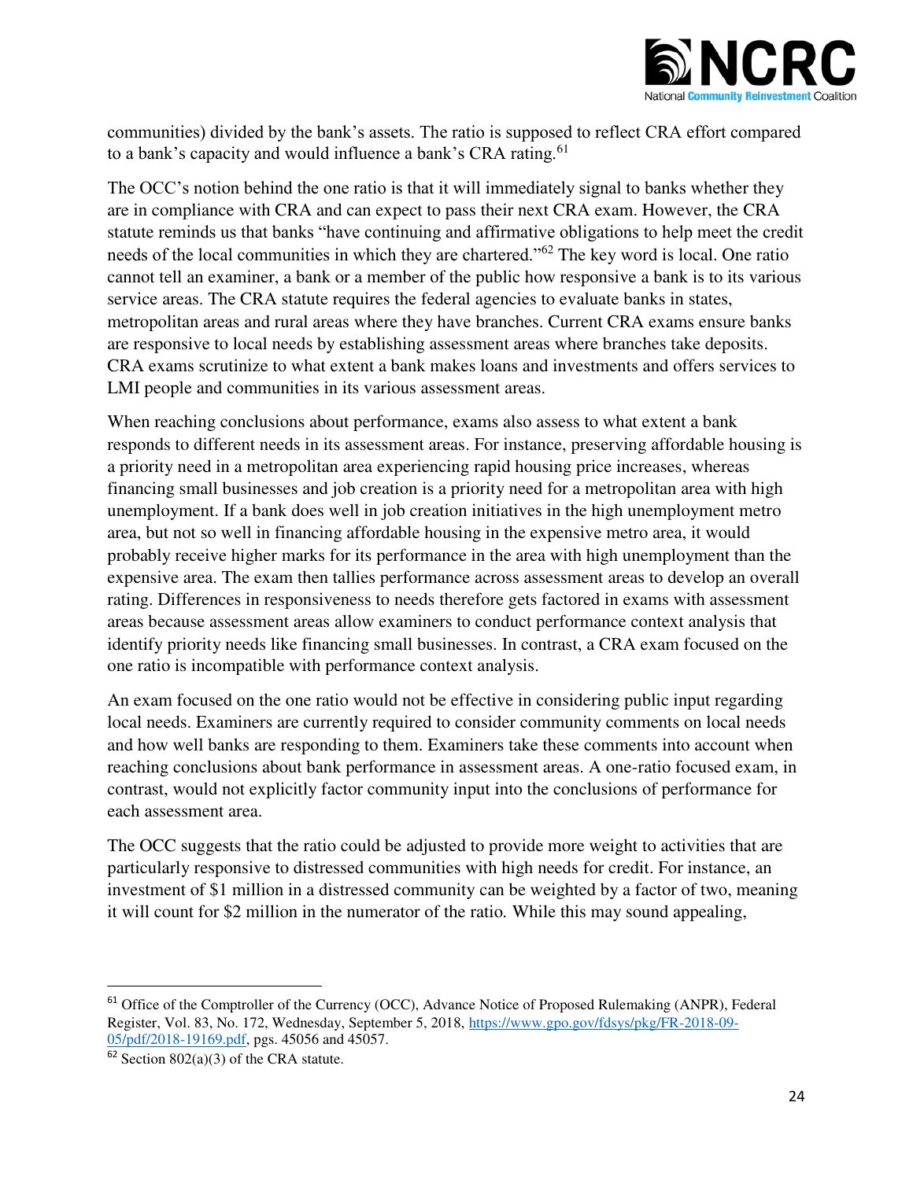communities) divided by the bank's assets. The ratio is supposed to reflect CRA effort compared to a bank's capacity and would influence a bank's CRA rating.[61]

The OCC's notion behind the one ratio is that it will immediately signal to banks whether they are in compliance with CRA and can expect to pass their next CRA exam. However, the CRA statute reminds us that banks "have continuing and affirmative obligations to help meet the credit needs of the local communities in which they are chartered."[62] The key word is local. One ratio cannot tell an examiner, a bank or a member of the public how responsive a bank is to its various service areas. The CRA statute requires the federal agencies to evaluate banks in states, metropolitan areas and rural areas where they have branches. Current CRA exams ensure banks are responsive to local needs by establishing assessment areas where branches take deposits. CRA exams scrutinize to what extent a bank makes loans and investments and offers services to LMI people and communities in its various assessment areas.

When reaching conclusions about performance, exams also assess to what extent a bank responds to different needs in its assessment areas. For instance, preserving affordable housing is a priority need in a metropolitan area experiencing rapid housing price increases, whereas financing small businesses and job creation is a priority need for a metropolitan area with high unemployment. If a bank does well in job creation initiatives in the high unemployment metro area, but not so well in financing affordable housing in the expensive metro area, it would probably receive higher marks for its performance in the area with high unemployment than the expensive area. The exam then tallies performance across assessment areas to develop an overall rating. Differences in responsiveness to needs therefore gets factored in exams with assessment areas because assessment areas allow examiners to conduct performance context analysis that identify priority needs like financing small businesses. In contrast, a CRA exam focused on the one ratio is incompatible with performance context analysis.

An exam focused on the one ratio would not be effective in considering public input regarding local needs. Examiners are currently required to consider community comments on local needs and how well banks are responding to them. Examiners take these comments into account when reaching conclusions about bank performance in assessment areas. A one-ratio focused exam, in contrast, would not explicitly factor community input into the conclusions of performance for each assessment area.

The OCC suggests that the ratio could be adjusted to provide more weight to activities that are particularly responsive to distressed communities with high needs for credit. For instance, an investment of $1 million in a distressed community can be weighted by a factor of two, meaning it will count for $2 million in the numerator of the ratio. While this may sound appealing,

---

[61] Office of the Comptroller of the Currency (OCC), Advance Notice of Proposed Rulemaking (ANPR), Federal Register, Vol. 83, No. 172, Wednesday, September 5, 2018, https://www.gpo.gov/fdsys/pkg/FR-2018-09-05/pdf/2018-19169.pdf, pgs. 45056 and 45057.

[62] Section 802(a)(3) of the CRA statute.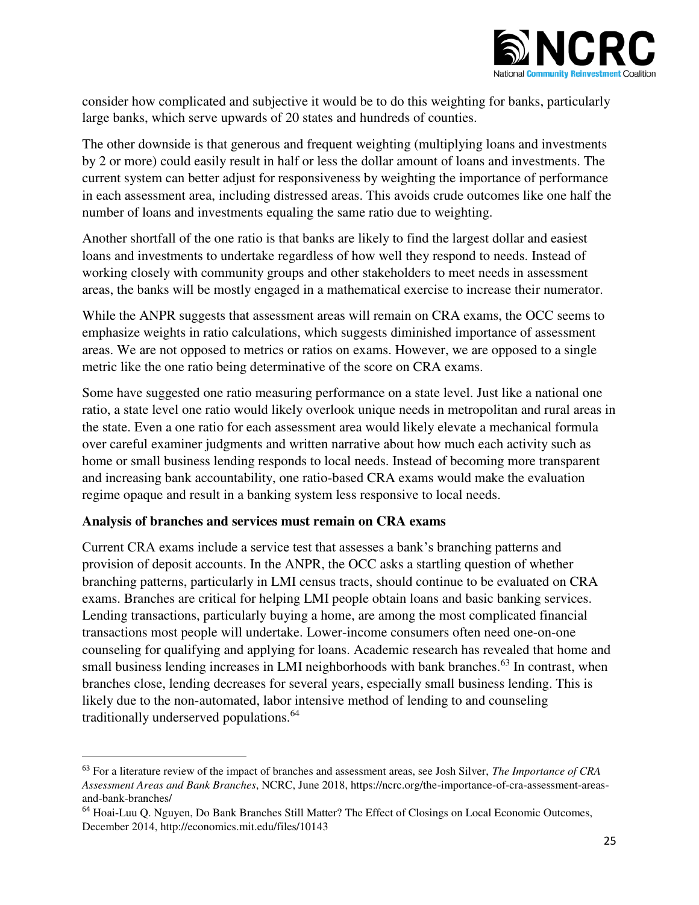consider how complicated and subjective it would be to do this weighting for banks, particularly large banks, which serve upwards of 20 states and hundreds of counties.

The other downside is that generous and frequent weighting (multiplying loans and investments by 2 or more) could easily result in half or less the dollar amount of loans and investments. The current system can better adjust for responsiveness by weighting the importance of performance in each assessment area, including distressed areas. This avoids crude outcomes like one half the number of loans and investments equaling the same ratio due to weighting.

Another shortfall of the one ratio is that banks are likely to find the largest dollar and easiest loans and investments to undertake regardless of how well they respond to needs. Instead of working closely with community groups and other stakeholders to meet needs in assessment areas, the banks will be mostly engaged in a mathematical exercise to increase their numerator.

While the ANPR suggests that assessment areas will remain on CRA exams, the OCC seems to emphasize weights in ratio calculations, which suggests diminished importance of assessment areas. We are not opposed to metrics or ratios on exams. However, we are opposed to a single metric like the one ratio being determinative of the score on CRA exams.

Some have suggested one ratio measuring performance on a state level. Just like a national one ratio, a state level one ratio would likely overlook unique needs in metropolitan and rural areas in the state. Even a one ratio for each assessment area would likely elevate a mechanical formula over careful examiner judgments and written narrative about how much each activity such as home or small business lending responds to local needs. Instead of becoming more transparent and increasing bank accountability, one ratio-based CRA exams would make the evaluation regime opaque and result in a banking system less responsive to local needs.

**Analysis of branches and services must remain on CRA exams**

Current CRA exams include a service test that assesses a bank's branching patterns and provision of deposit accounts. In the ANPR, the OCC asks a startling question of whether branching patterns, particularly in LMI census tracts, should continue to be evaluated on CRA exams. Branches are critical for helping LMI people obtain loans and basic banking services. Lending transactions, particularly buying a home, are among the most complicated financial transactions most people will undertake. Lower-income consumers often need one-on-one counseling for qualifying and applying for loans. Academic research has revealed that home and small business lending increases in LMI neighborhoods with bank branches.[63] In contrast, when branches close, lending decreases for several years, especially small business lending. This is likely due to the non-automated, labor intensive method of lending to and counseling traditionally underserved populations.[64]

---

[63] For a literature review of the impact of branches and assessment areas, see Josh Silver, *The Importance of CRA Assessment Areas and Bank Branches*, NCRC, June 2018, https://ncrc.org/the-importance-of-cra-assessment-areas-and-bank-branches/

[64] Hoai-Luu Q. Nguyen, Do Bank Branches Still Matter? The Effect of Closings on Local Economic Outcomes, December 2014, http://economics.mit.edu/files/10143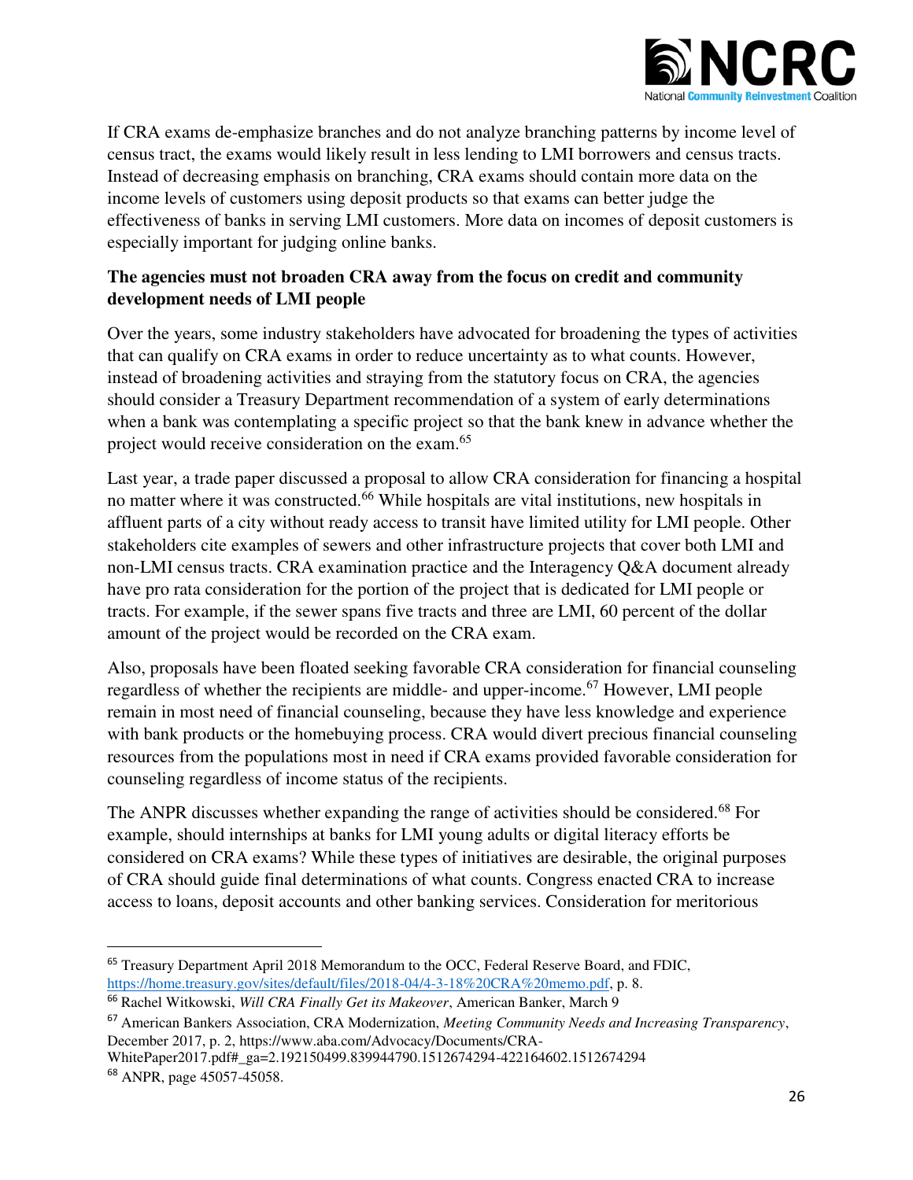If CRA exams de-emphasize branches and do not analyze branching patterns by income level of census tract, the exams would likely result in less lending to LMI borrowers and census tracts. Instead of decreasing emphasis on branching, CRA exams should contain more data on the income levels of customers using deposit products so that exams can better judge the effectiveness of banks in serving LMI customers. More data on incomes of deposit customers is especially important for judging online banks.

**The agencies must not broaden CRA away from the focus on credit and community development needs of LMI people**

Over the years, some industry stakeholders have advocated for broadening the types of activities that can qualify on CRA exams in order to reduce uncertainty as to what counts. However, instead of broadening activities and straying from the statutory focus on CRA, the agencies should consider a Treasury Department recommendation of a system of early determinations when a bank was contemplating a specific project so that the bank knew in advance whether the project would receive consideration on the exam.[65]

Last year, a trade paper discussed a proposal to allow CRA consideration for financing a hospital no matter where it was constructed.[66] While hospitals are vital institutions, new hospitals in affluent parts of a city without ready access to transit have limited utility for LMI people. Other stakeholders cite examples of sewers and other infrastructure projects that cover both LMI and non-LMI census tracts. CRA examination practice and the Interagency Q&A document already have pro rata consideration for the portion of the project that is dedicated for LMI people or tracts. For example, if the sewer spans five tracts and three are LMI, 60 percent of the dollar amount of the project would be recorded on the CRA exam.

Also, proposals have been floated seeking favorable CRA consideration for financial counseling regardless of whether the recipients are middle- and upper-income.[67] However, LMI people remain in most need of financial counseling, because they have less knowledge and experience with bank products or the homebuying process. CRA would divert precious financial counseling resources from the populations most in need if CRA exams provided favorable consideration for counseling regardless of income status of the recipients.

The ANPR discusses whether expanding the range of activities should be considered.[68] For example, should internships at banks for LMI young adults or digital literacy efforts be considered on CRA exams? While these types of initiatives are desirable, the original purposes of CRA should guide final determinations of what counts. Congress enacted CRA to increase access to loans, deposit accounts and other banking services. Consideration for meritorious

---

[65] Treasury Department April 2018 Memorandum to the OCC, Federal Reserve Board, and FDIC, https://home.treasury.gov/sites/default/files/2018-04/4-3-18%20CRA%20memo.pdf, p. 8.

[66] Rachel Witkowski, *Will CRA Finally Get its Makeover*, American Banker, March 9

[67] American Bankers Association, CRA Modernization, *Meeting Community Needs and Increasing Transparency*, December 2017, p. 2, https://www.aba.com/Advocacy/Documents/CRA-WhitePaper2017.pdf#_ga=2.192150499.839944790.1512674294-422164602.1512674294

[68] ANPR, page 45057-45058.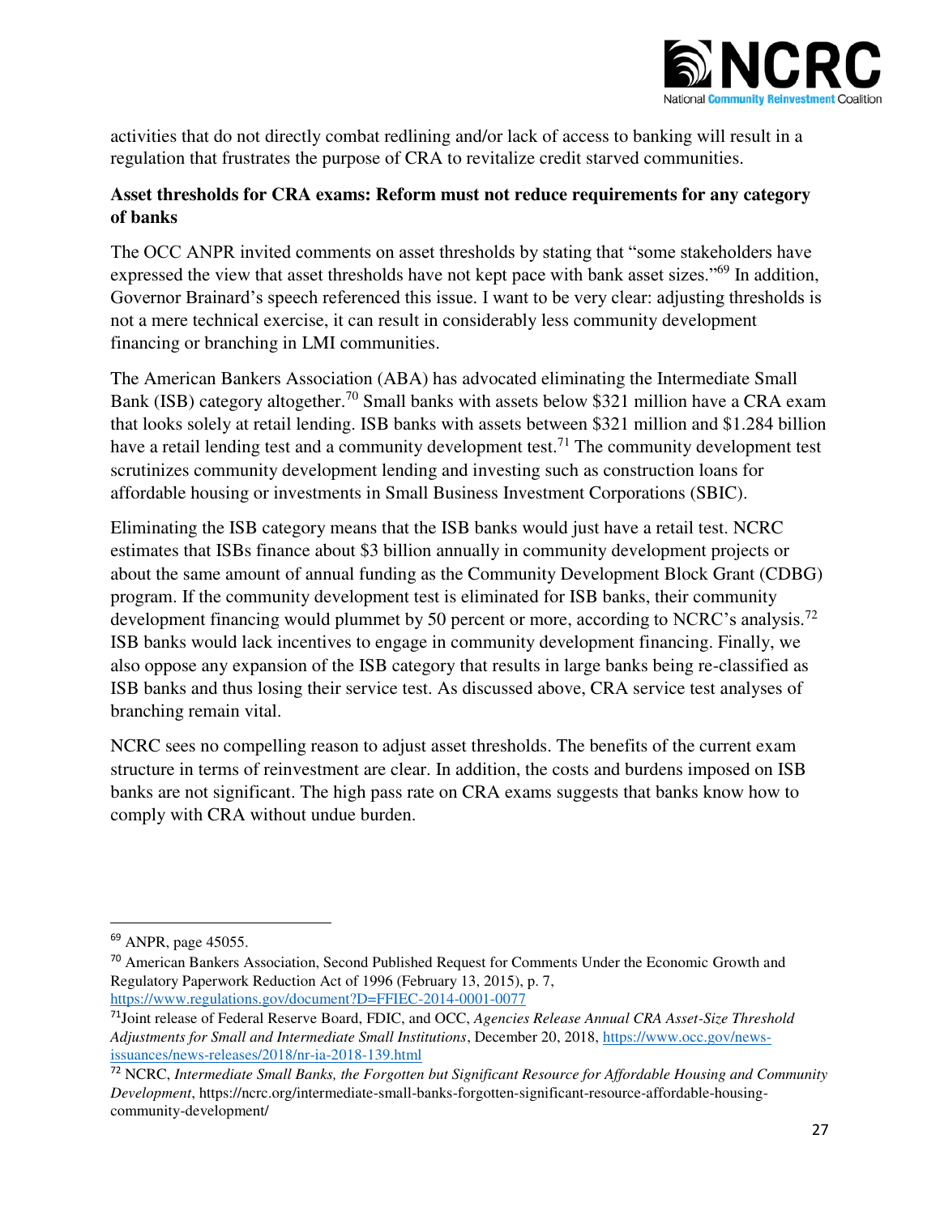activities that do not directly combat redlining and/or lack of access to banking will result in a regulation that frustrates the purpose of CRA to revitalize credit starved communities.

**Asset thresholds for CRA exams: Reform must not reduce requirements for any category of banks**

The OCC ANPR invited comments on asset thresholds by stating that "some stakeholders have expressed the view that asset thresholds have not kept pace with bank asset sizes."[69] In addition, Governor Brainard's speech referenced this issue. I want to be very clear: adjusting thresholds is not a mere technical exercise, it can result in considerably less community development financing or branching in LMI communities.

The American Bankers Association (ABA) has advocated eliminating the Intermediate Small Bank (ISB) category altogether.[70] Small banks with assets below $321 million have a CRA exam that looks solely at retail lending. ISB banks with assets between $321 million and $1.284 billion have a retail lending test and a community development test.[71] The community development test scrutinizes community development lending and investing such as construction loans for affordable housing or investments in Small Business Investment Corporations (SBIC).

Eliminating the ISB category means that the ISB banks would just have a retail test. NCRC estimates that ISBs finance about $3 billion annually in community development projects or about the same amount of annual funding as the Community Development Block Grant (CDBG) program. If the community development test is eliminated for ISB banks, their community development financing would plummet by 50 percent or more, according to NCRC's analysis.[72] ISB banks would lack incentives to engage in community development financing. Finally, we also oppose any expansion of the ISB category that results in large banks being re-classified as ISB banks and thus losing their service test. As discussed above, CRA service test analyses of branching remain vital.

NCRC sees no compelling reason to adjust asset thresholds. The benefits of the current exam structure in terms of reinvestment are clear. In addition, the costs and burdens imposed on ISB banks are not significant. The high pass rate on CRA exams suggests that banks know how to comply with CRA without undue burden.

---

[69] ANPR, page 45055.

[70] American Bankers Association, Second Published Request for Comments Under the Economic Growth and Regulatory Paperwork Reduction Act of 1996 (February 13, 2015), p. 7, https://www.regulations.gov/document?D=FFIEC-2014-0001-0077

[71] Joint release of Federal Reserve Board, FDIC, and OCC, *Agencies Release Annual CRA Asset-Size Threshold Adjustments for Small and Intermediate Small Institutions*, December 20, 2018, https://www.occ.gov/news-issuances/news-releases/2018/nr-ia-2018-139.html

[72] NCRC, *Intermediate Small Banks, the Forgotten but Significant Resource for Affordable Housing and Community Development*, https://ncrc.org/intermediate-small-banks-forgotten-significant-resource-affordable-housing-community-development/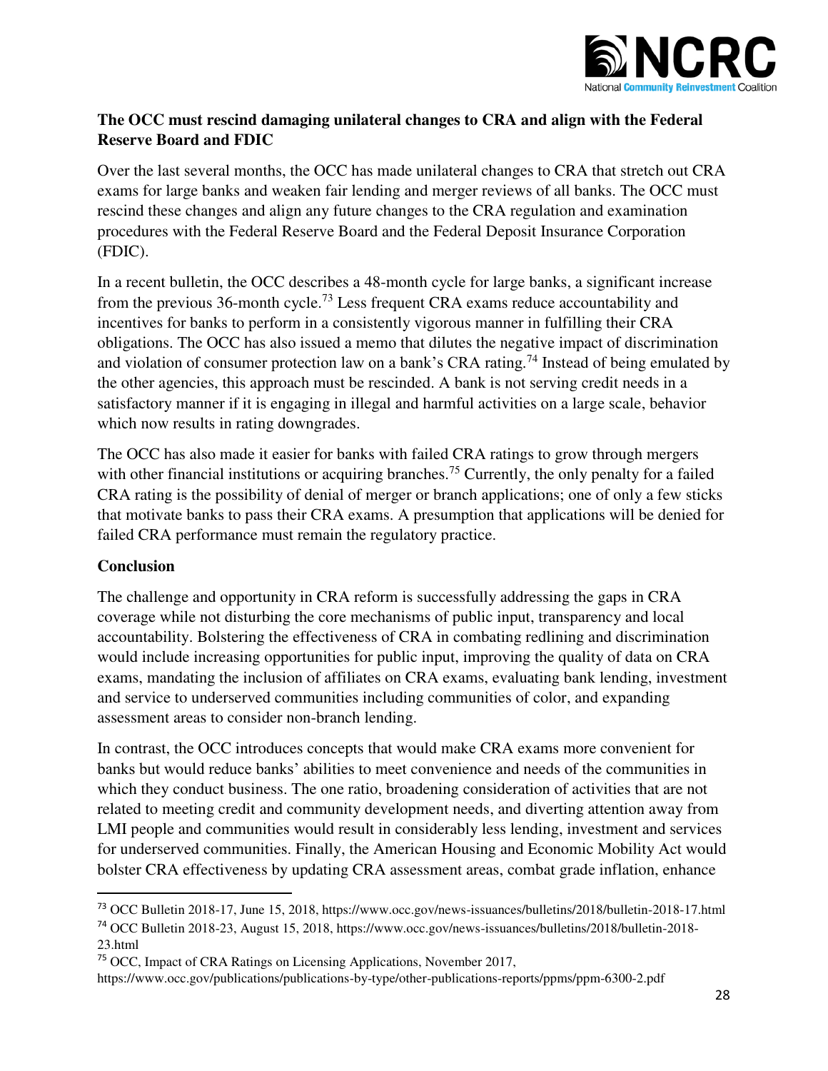**The OCC must rescind damaging unilateral changes to CRA and align with the Federal Reserve Board and FDIC**

Over the last several months, the OCC has made unilateral changes to CRA that stretch out CRA exams for large banks and weaken fair lending and merger reviews of all banks. The OCC must rescind these changes and align any future changes to the CRA regulation and examination procedures with the Federal Reserve Board and the Federal Deposit Insurance Corporation (FDIC).

In a recent bulletin, the OCC describes a 48-month cycle for large banks, a significant increase from the previous 36-month cycle.[73] Less frequent CRA exams reduce accountability and incentives for banks to perform in a consistently vigorous manner in fulfilling their CRA obligations. The OCC has also issued a memo that dilutes the negative impact of discrimination and violation of consumer protection law on a bank's CRA rating.[74] Instead of being emulated by the other agencies, this approach must be rescinded. A bank is not serving credit needs in a satisfactory manner if it is engaging in illegal and harmful activities on a large scale, behavior which now results in rating downgrades.

The OCC has also made it easier for banks with failed CRA ratings to grow through mergers with other financial institutions or acquiring branches.[75] Currently, the only penalty for a failed CRA rating is the possibility of denial of merger or branch applications; one of only a few sticks that motivate banks to pass their CRA exams. A presumption that applications will be denied for failed CRA performance must remain the regulatory practice.

**Conclusion**

The challenge and opportunity in CRA reform is successfully addressing the gaps in CRA coverage while not disturbing the core mechanisms of public input, transparency and local accountability. Bolstering the effectiveness of CRA in combating redlining and discrimination would include increasing opportunities for public input, improving the quality of data on CRA exams, mandating the inclusion of affiliates on CRA exams, evaluating bank lending, investment and service to underserved communities including communities of color, and expanding assessment areas to consider non-branch lending.

In contrast, the OCC introduces concepts that would make CRA exams more convenient for banks but would reduce banks' abilities to meet convenience and needs of the communities in which they conduct business. The one ratio, broadening consideration of activities that are not related to meeting credit and community development needs, and diverting attention away from LMI people and communities would result in considerably less lending, investment and services for underserved communities. Finally, the American Housing and Economic Mobility Act would bolster CRA effectiveness by updating CRA assessment areas, combat grade inflation, enhance

---

[73] OCC Bulletin 2018-17, June 15, 2018, https://www.occ.gov/news-issuances/bulletins/2018/bulletin-2018-17.html

[74] OCC Bulletin 2018-23, August 15, 2018, https://www.occ.gov/news-issuances/bulletins/2018/bulletin-2018-23.html

[75] OCC, Impact of CRA Ratings on Licensing Applications, November 2017, https://www.occ.gov/publications/publications-by-type/other-publications-reports/ppms/ppm-6300-2.pdf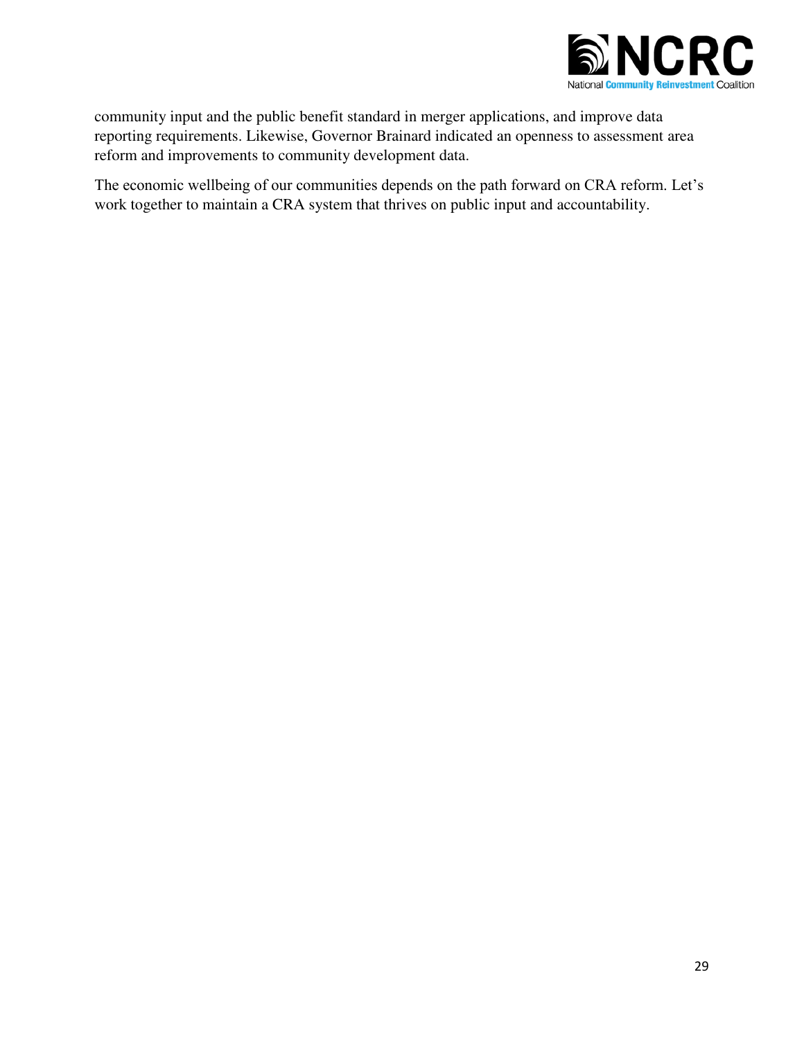community input and the public benefit standard in merger applications, and improve data reporting requirements. Likewise, Governor Brainard indicated an openness to assessment area reform and improvements to community development data.

The economic wellbeing of our communities depends on the path forward on CRA reform. Let's work together to maintain a CRA system that thrives on public input and accountability.